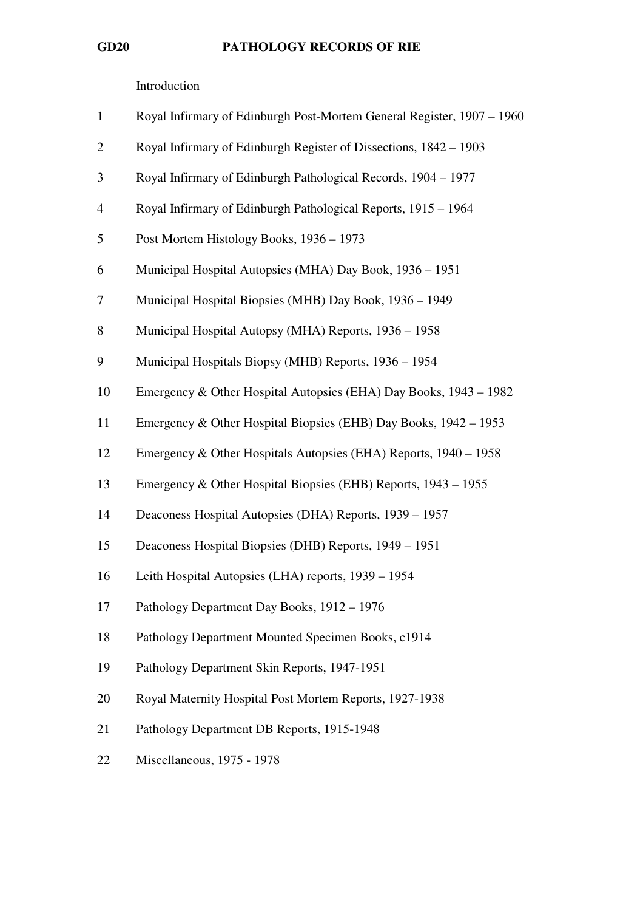# GD20 PATHOLOGY RECORDS OF RIE

Introduction

1 Royal Infirmary of Edinburgh Post-Mortem General Register, 1907 – 1960

2 Royal Infirmary of Edinburgh Register of Dissections, 1842 – 1903

3 Royal Infirmary of Edinburgh Pathological Records, 1904 – 1977

4 Royal Infirmary of Edinburgh Pathological Reports, 1915 – 1964

5 Post Mortem Histology Books, 1936 – 1973

6 Municipal Hospital Autopsies (MHA) Day Book, 1936 – 1951

7 Municipal Hospital Biopsies (MHB) Day Book, 1936 – 1949

8 Municipal Hospital Autopsy (MHA) Reports, 1936 – 1958

9 Municipal Hospitals Biopsy (MHB) Reports, 1936 – 1954

10 Emergency & Other Hospital Autopsies (EHA) Day Books, 1943 – 1982

11 Emergency & Other Hospital Biopsies (EHB) Day Books, 1942 – 1953

12 Emergency & Other Hospitals Autopsies (EHA) Reports, 1940 – 1958

13 Emergency & Other Hospital Biopsies (EHB) Reports, 1943 – 1955

14 Deaconess Hospital Autopsies (DHA) Reports, 1939 – 1957

15 Deaconess Hospital Biopsies (DHB) Reports, 1949 – 1951

16 Leith Hospital Autopsies (LHA) reports, 1939 – 1954

17 Pathology Department Day Books, 1912 – 1976

18 Pathology Department Mounted Specimen Books, c1914

19 Pathology Department Skin Reports, 1947-1951

20 Royal Maternity Hospital Post Mortem Reports, 1927-1938

21 Pathology Department DB Reports, 1915-1948

22 Miscellaneous, 1975 - 1978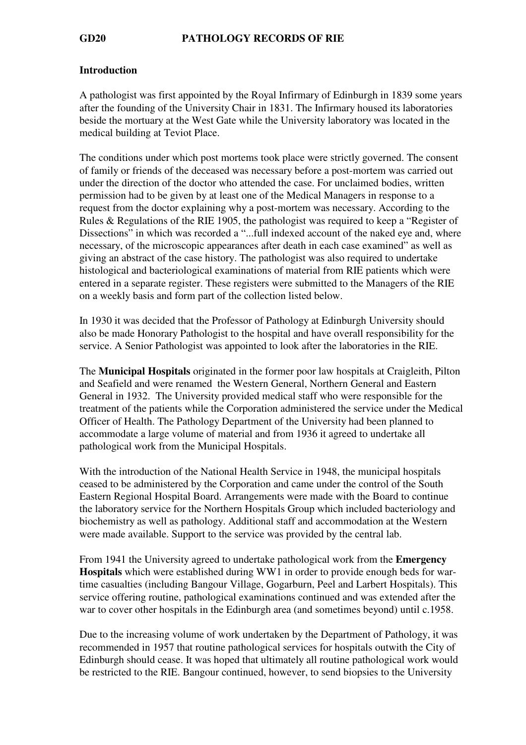# GD20 PATHOLOGY RECORDS OF RIE

## Introduction

A pathologist was first appointed by the Royal Infirmary of Edinburgh in 1839 some years after the founding of the University Chair in 1831. The Infirmary housed its laboratories beside the mortuary at the West Gate while the University laboratory was located in the medical building at Teviot Place.

The conditions under which post mortems took place were strictly governed. The consent of family or friends of the deceased was necessary before a post-mortem was carried out under the direction of the doctor who attended the case. For unclaimed bodies, written permission had to be given by at least one of the Medical Managers in response to a request from the doctor explaining why a post-mortem was necessary. According to the Rules & Regulations of the RIE 1905, the pathologist was required to keep a "Register of Dissections" in which was recorded a "...full indexed account of the naked eye and, where necessary, of the microscopic appearances after death in each case examined" as well as giving an abstract of the case history. The pathologist was also required to undertake histological and bacteriological examinations of material from RIE patients which were entered in a separate register. These registers were submitted to the Managers of the RIE on a weekly basis and form part of the collection listed below.

In 1930 it was decided that the Professor of Pathology at Edinburgh University should also be made Honorary Pathologist to the hospital and have overall responsibility for the service. A Senior Pathologist was appointed to look after the laboratories in the RIE.

The **Municipal Hospitals** originated in the former poor law hospitals at Craigleith, Pilton and Seafield and were renamed the Western General, Northern General and Eastern General in 1932. The University provided medical staff who were responsible for the treatment of the patients while the Corporation administered the service under the Medical Officer of Health. The Pathology Department of the University had been planned to accommodate a large volume of material and from 1936 it agreed to undertake all pathological work from the Municipal Hospitals.

With the introduction of the National Health Service in 1948, the municipal hospitals ceased to be administered by the Corporation and came under the control of the South Eastern Regional Hospital Board. Arrangements were made with the Board to continue the laboratory service for the Northern Hospitals Group which included bacteriology and biochemistry as well as pathology. Additional staff and accommodation at the Western were made available. Support to the service was provided by the central lab.

From 1941 the University agreed to undertake pathological work from the **Emergency Hospitals** which were established during WW1 in order to provide enough beds for war-time casualties (including Bangour Village, Gogarburn, Peel and Larbert Hospitals). This service offering routine, pathological examinations continued and was extended after the war to cover other hospitals in the Edinburgh area (and sometimes beyond) until c.1958.

Due to the increasing volume of work undertaken by the Department of Pathology, it was recommended in 1957 that routine pathological services for hospitals outwith the City of Edinburgh should cease. It was hoped that ultimately all routine pathological work would be restricted to the RIE. Bangour continued, however, to send biopsies to the University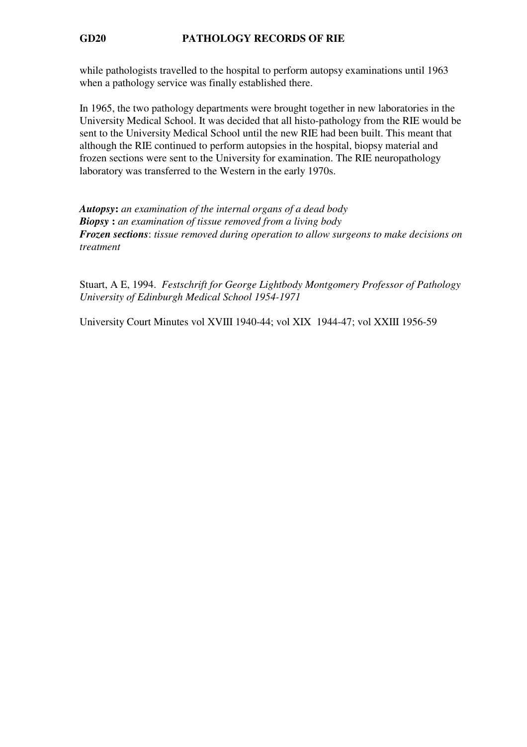while pathologists travelled to the hospital to perform autopsy examinations until 1963 when a pathology service was finally established there.

In 1965, the two pathology departments were brought together in new laboratories in the University Medical School. It was decided that all histo-pathology from the RIE would be sent to the University Medical School until the new RIE had been built. This meant that although the RIE continued to perform autopsies in the hospital, biopsy material and frozen sections were sent to the University for examination. The RIE neuropathology laboratory was transferred to the Western in the early 1970s.

***Autopsy*****:** *an examination of the internal organs of a dead body*
***Biopsy*** **:** *an examination of tissue removed from a living body*
***Frozen sections***: *tissue removed during operation to allow surgeons to make decisions on treatment*

Stuart, A E, 1994. *Festschrift for George Lightbody Montgomery Professor of Pathology University of Edinburgh Medical School 1954-1971*

University Court Minutes vol XVIII 1940-44; vol XIX 1944-47; vol XXIII 1956-59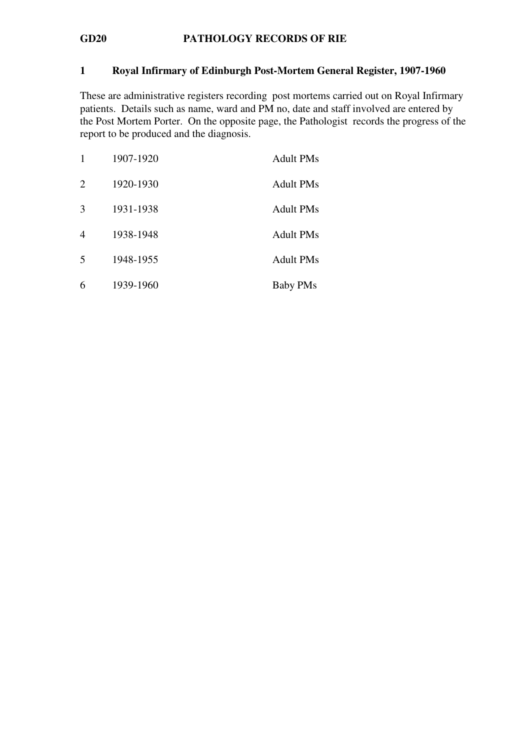# GD20 PATHOLOGY RECORDS OF RIE

## 1 Royal Infirmary of Edinburgh Post-Mortem General Register, 1907-1960

These are administrative registers recording post mortems carried out on Royal Infirmary patients. Details such as name, ward and PM no, date and staff involved are entered by the Post Mortem Porter. On the opposite page, the Pathologist records the progress of the report to be produced and the diagnosis.

| | | |
|---|---|---|
| 1 | 1907-1920 | Adult PMs |
| 2 | 1920-1930 | Adult PMs |
| 3 | 1931-1938 | Adult PMs |
| 4 | 1938-1948 | Adult PMs |
| 5 | 1948-1955 | Adult PMs |
| 6 | 1939-1960 | Baby PMs |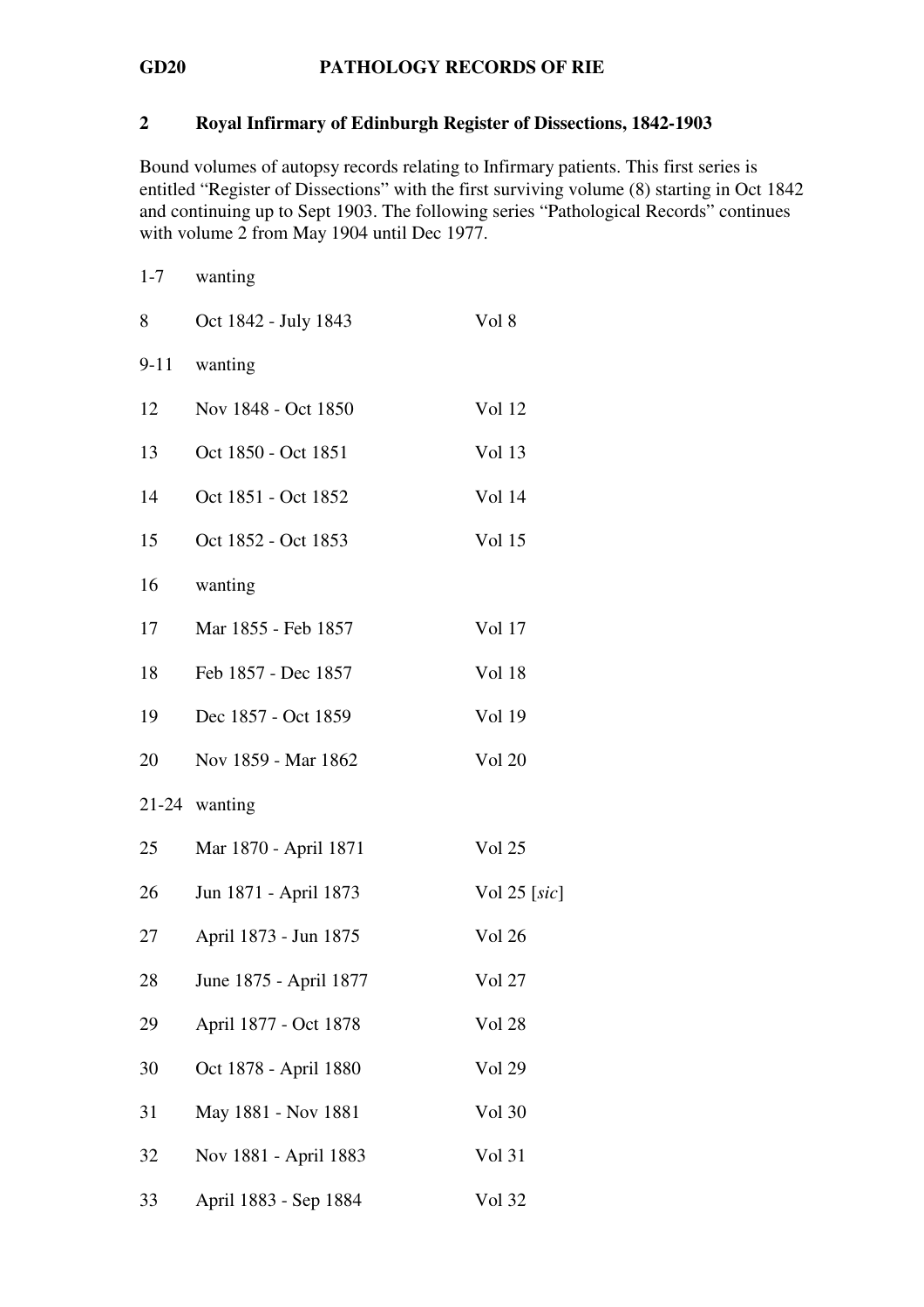**GD20 PATHOLOGY RECORDS OF RIE**

## 2 Royal Infirmary of Edinburgh Register of Dissections, 1842-1903

Bound volumes of autopsy records relating to Infirmary patients. This first series is entitled "Register of Dissections" with the first surviving volume (8) starting in Oct 1842 and continuing up to Sept 1903. The following series "Pathological Records" continues with volume 2 from May 1904 until Dec 1977.

| | | |
|---|---|---|
| 1-7 | wanting | |
| 8 | Oct 1842 - July 1843 | Vol 8 |
| 9-11 | wanting | |
| 12 | Nov 1848 - Oct 1850 | Vol 12 |
| 13 | Oct 1850 - Oct 1851 | Vol 13 |
| 14 | Oct 1851 - Oct 1852 | Vol 14 |
| 15 | Oct 1852 - Oct 1853 | Vol 15 |
| 16 | wanting | |
| 17 | Mar 1855 - Feb 1857 | Vol 17 |
| 18 | Feb 1857 - Dec 1857 | Vol 18 |
| 19 | Dec 1857 - Oct 1859 | Vol 19 |
| 20 | Nov 1859 - Mar 1862 | Vol 20 |
| 21-24 | wanting | |
| 25 | Mar 1870 - April 1871 | Vol 25 |
| 26 | Jun 1871 - April 1873 | Vol 25 [*sic*] |
| 27 | April 1873 - Jun 1875 | Vol 26 |
| 28 | June 1875 - April 1877 | Vol 27 |
| 29 | April 1877 - Oct 1878 | Vol 28 |
| 30 | Oct 1878 - April 1880 | Vol 29 |
| 31 | May 1881 - Nov 1881 | Vol 30 |
| 32 | Nov 1881 - April 1883 | Vol 31 |
| 33 | April 1883 - Sep 1884 | Vol 32 |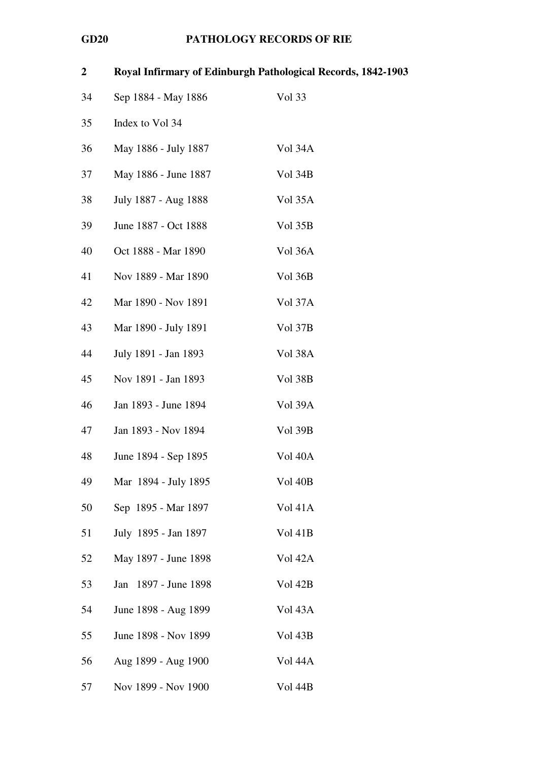**GD20 PATHOLOGY RECORDS OF RIE**

**2 Royal Infirmary of Edinburgh Pathological Records, 1842-1903**

| | | |
|---|---|---|
| 34 | Sep 1884 - May 1886 | Vol 33 |
| 35 | Index to Vol 34 | |
| 36 | May 1886 - July 1887 | Vol 34A |
| 37 | May 1886 - June 1887 | Vol 34B |
| 38 | July 1887 - Aug 1888 | Vol 35A |
| 39 | June 1887 - Oct 1888 | Vol 35B |
| 40 | Oct 1888 - Mar 1890 | Vol 36A |
| 41 | Nov 1889 - Mar 1890 | Vol 36B |
| 42 | Mar 1890 - Nov 1891 | Vol 37A |
| 43 | Mar 1890 - July 1891 | Vol 37B |
| 44 | July 1891 - Jan 1893 | Vol 38A |
| 45 | Nov 1891 - Jan 1893 | Vol 38B |
| 46 | Jan 1893 - June 1894 | Vol 39A |
| 47 | Jan 1893 - Nov 1894 | Vol 39B |
| 48 | June 1894 - Sep 1895 | Vol 40A |
| 49 | Mar 1894 - July 1895 | Vol 40B |
| 50 | Sep 1895 - Mar 1897 | Vol 41A |
| 51 | July 1895 - Jan 1897 | Vol 41B |
| 52 | May 1897 - June 1898 | Vol 42A |
| 53 | Jan 1897 - June 1898 | Vol 42B |
| 54 | June 1898 - Aug 1899 | Vol 43A |
| 55 | June 1898 - Nov 1899 | Vol 43B |
| 56 | Aug 1899 - Aug 1900 | Vol 44A |
| 57 | Nov 1899 - Nov 1900 | Vol 44B |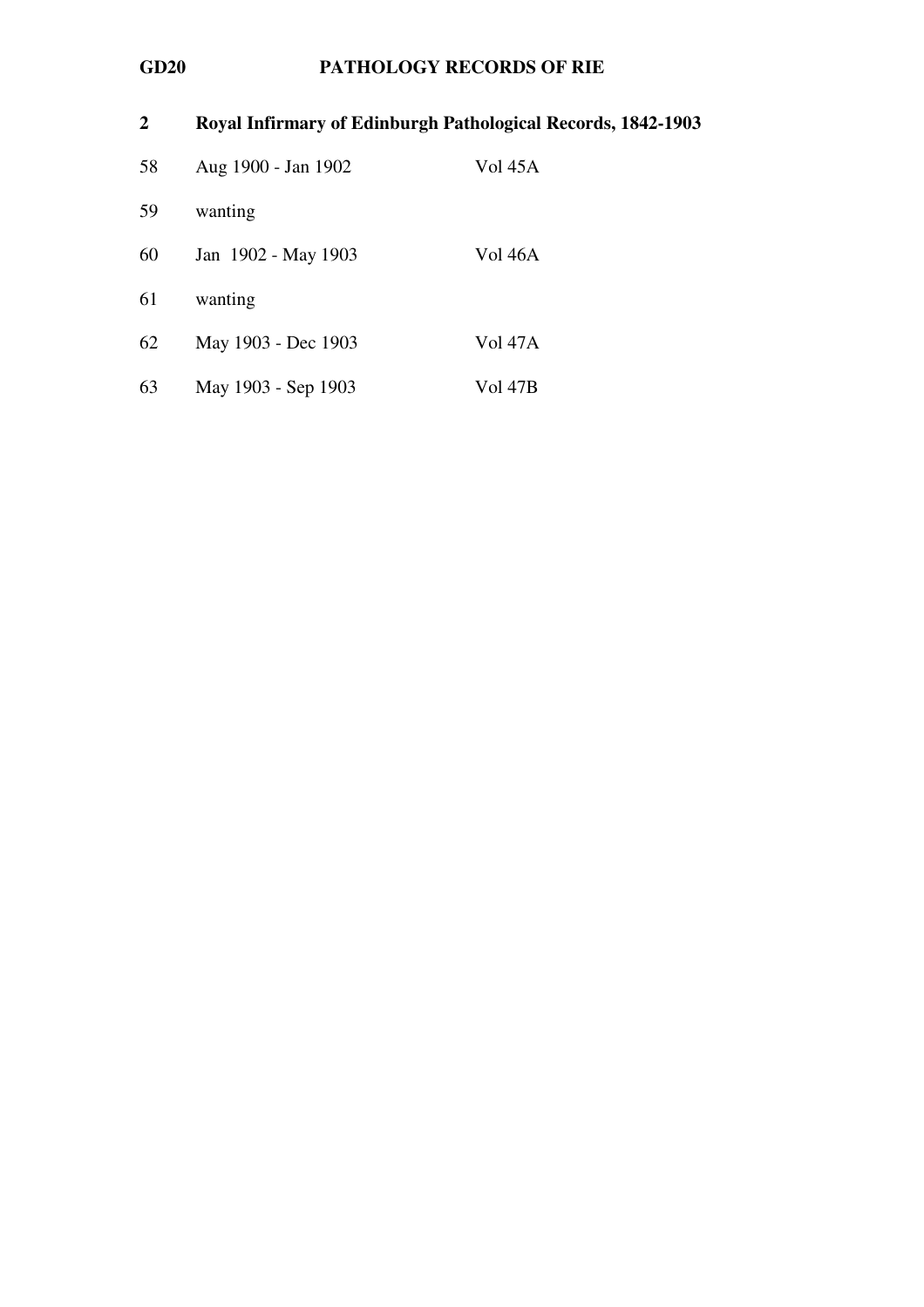**GD20 PATHOLOGY RECORDS OF RIE**

**2 Royal Infirmary of Edinburgh Pathological Records, 1842-1903**

| | | |
|---|---|---|
| 58 | Aug 1900 - Jan 1902 | Vol 45A |
| 59 | wanting | |
| 60 | Jan 1902 - May 1903 | Vol 46A |
| 61 | wanting | |
| 62 | May 1903 - Dec 1903 | Vol 47A |
| 63 | May 1903 - Sep 1903 | Vol 47B |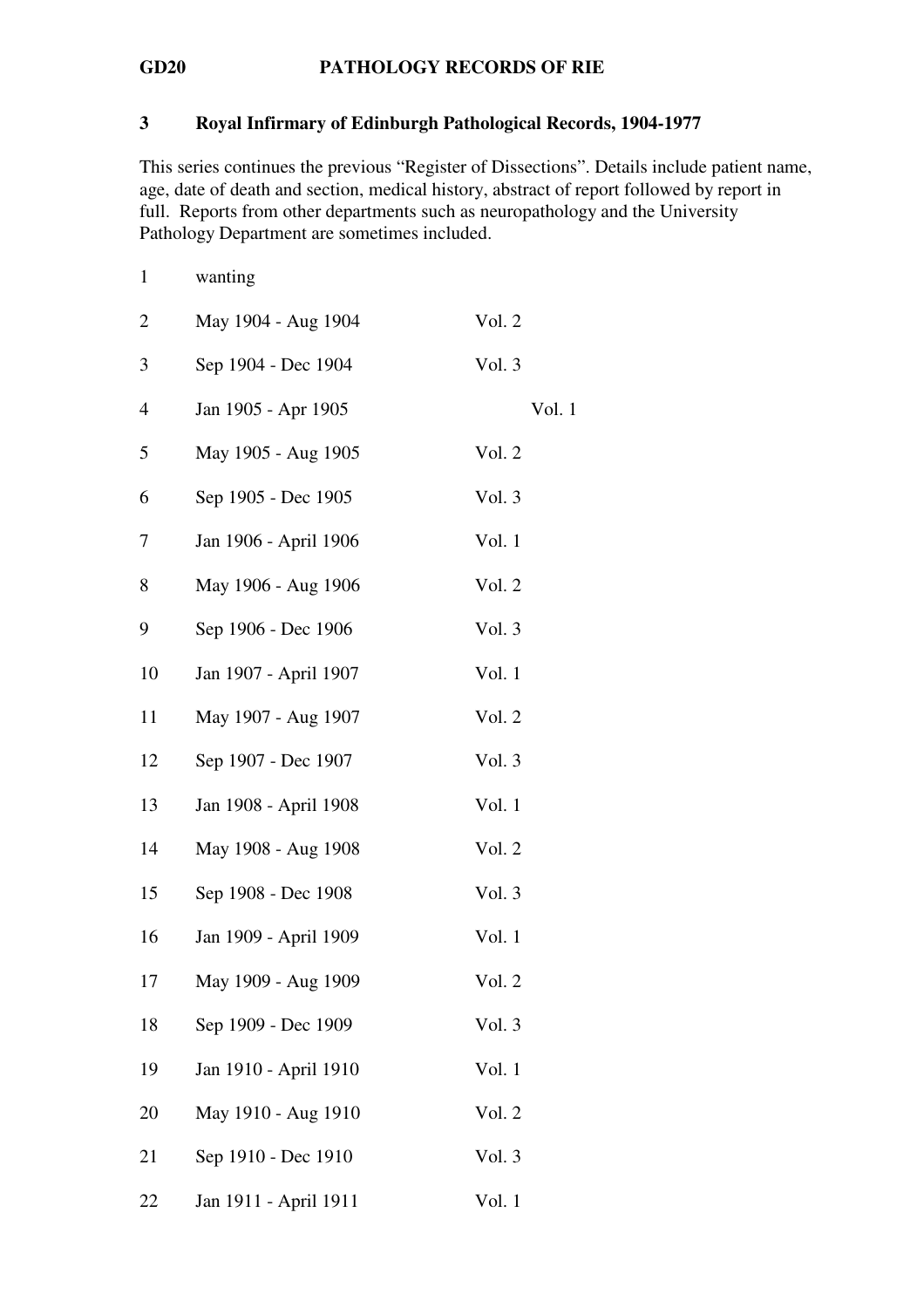**GD20 PATHOLOGY RECORDS OF RIE**

## 3 Royal Infirmary of Edinburgh Pathological Records, 1904-1977

This series continues the previous "Register of Dissections". Details include patient name, age, date of death and section, medical history, abstract of report followed by report in full. Reports from other departments such as neuropathology and the University Pathology Department are sometimes included.

| | | |
|---|---|---|
| 1 | wanting | |
| 2 | May 1904 - Aug 1904 | Vol. 2 |
| 3 | Sep 1904 - Dec 1904 | Vol. 3 |
| 4 | Jan 1905 - Apr 1905 | Vol. 1 |
| 5 | May 1905 - Aug 1905 | Vol. 2 |
| 6 | Sep 1905 - Dec 1905 | Vol. 3 |
| 7 | Jan 1906 - April 1906 | Vol. 1 |
| 8 | May 1906 - Aug 1906 | Vol. 2 |
| 9 | Sep 1906 - Dec 1906 | Vol. 3 |
| 10 | Jan 1907 - April 1907 | Vol. 1 |
| 11 | May 1907 - Aug 1907 | Vol. 2 |
| 12 | Sep 1907 - Dec 1907 | Vol. 3 |
| 13 | Jan 1908 - April 1908 | Vol. 1 |
| 14 | May 1908 - Aug 1908 | Vol. 2 |
| 15 | Sep 1908 - Dec 1908 | Vol. 3 |
| 16 | Jan 1909 - April 1909 | Vol. 1 |
| 17 | May 1909 - Aug 1909 | Vol. 2 |
| 18 | Sep 1909 - Dec 1909 | Vol. 3 |
| 19 | Jan 1910 - April 1910 | Vol. 1 |
| 20 | May 1910 - Aug 1910 | Vol. 2 |
| 21 | Sep 1910 - Dec 1910 | Vol. 3 |
| 22 | Jan 1911 - April 1911 | Vol. 1 |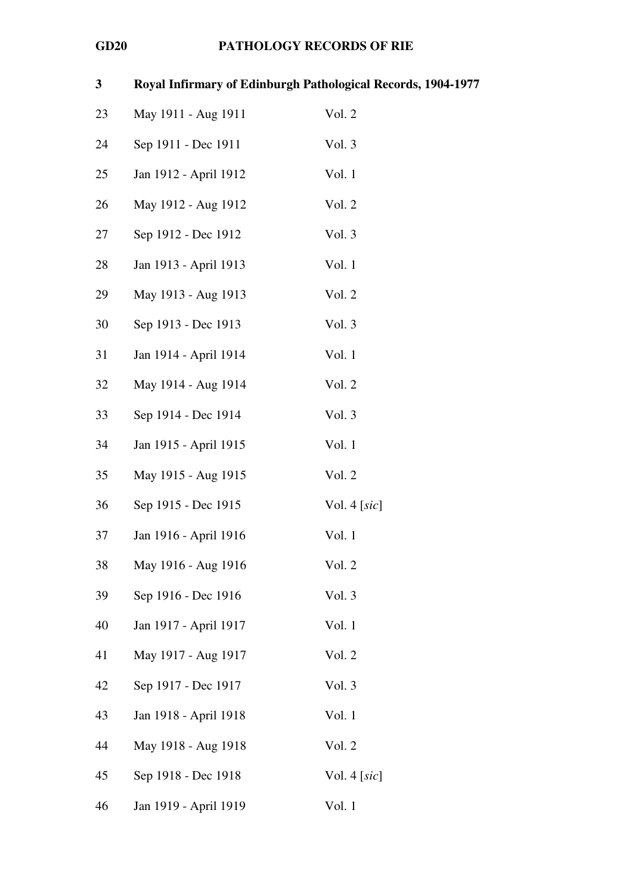**GD20 PATHOLOGY RECORDS OF RIE**

**3 Royal Infirmary of Edinburgh Pathological Records, 1904-1977**

| | | |
|---|---|---|
| 23 | May 1911 - Aug 1911 | Vol. 2 |
| 24 | Sep 1911 - Dec 1911 | Vol. 3 |
| 25 | Jan 1912 - April 1912 | Vol. 1 |
| 26 | May 1912 - Aug 1912 | Vol. 2 |
| 27 | Sep 1912 - Dec 1912 | Vol. 3 |
| 28 | Jan 1913 - April 1913 | Vol. 1 |
| 29 | May 1913 - Aug 1913 | Vol. 2 |
| 30 | Sep 1913 - Dec 1913 | Vol. 3 |
| 31 | Jan 1914 - April 1914 | Vol. 1 |
| 32 | May 1914 - Aug 1914 | Vol. 2 |
| 33 | Sep 1914 - Dec 1914 | Vol. 3 |
| 34 | Jan 1915 - April 1915 | Vol. 1 |
| 35 | May 1915 - Aug 1915 | Vol. 2 |
| 36 | Sep 1915 - Dec 1915 | Vol. 4 [*sic*] |
| 37 | Jan 1916 - April 1916 | Vol. 1 |
| 38 | May 1916 - Aug 1916 | Vol. 2 |
| 39 | Sep 1916 - Dec 1916 | Vol. 3 |
| 40 | Jan 1917 - April 1917 | Vol. 1 |
| 41 | May 1917 - Aug 1917 | Vol. 2 |
| 42 | Sep 1917 - Dec 1917 | Vol. 3 |
| 43 | Jan 1918 - April 1918 | Vol. 1 |
| 44 | May 1918 - Aug 1918 | Vol. 2 |
| 45 | Sep 1918 - Dec 1918 | Vol. 4 [*sic*] |
| 46 | Jan 1919 - April 1919 | Vol. 1 |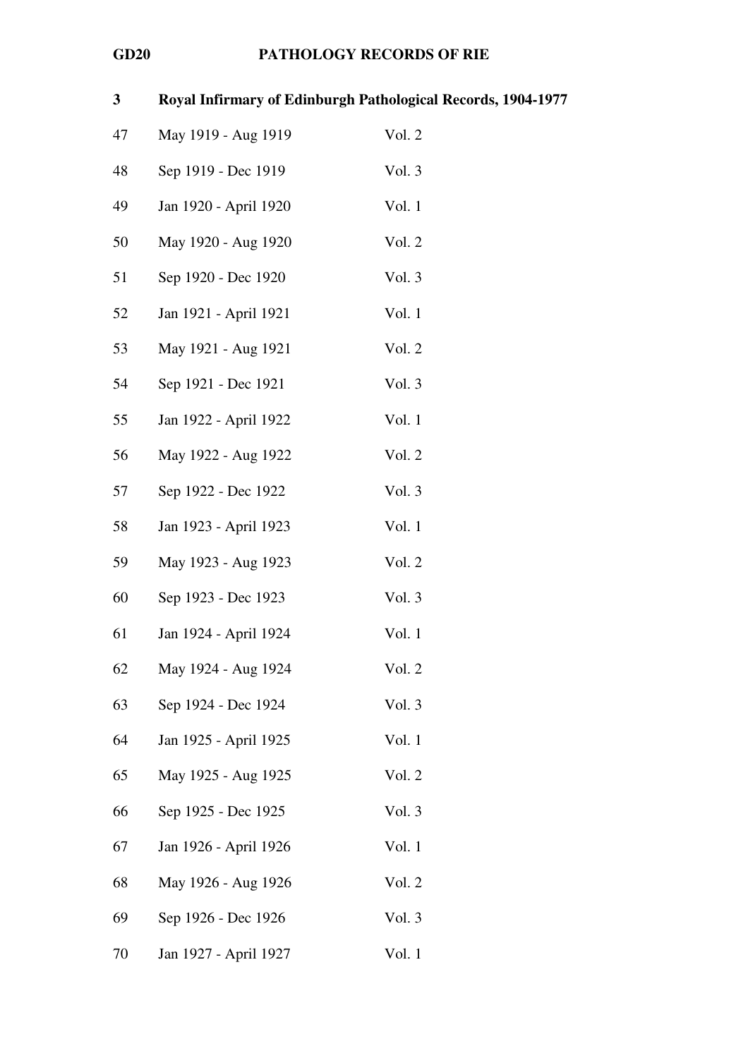**3 Royal Infirmary of Edinburgh Pathological Records, 1904-1977**

| | | |
|---|---|---|
| 47 | May 1919 - Aug 1919 | Vol. 2 |
| 48 | Sep 1919 - Dec 1919 | Vol. 3 |
| 49 | Jan 1920 - April 1920 | Vol. 1 |
| 50 | May 1920 - Aug 1920 | Vol. 2 |
| 51 | Sep 1920 - Dec 1920 | Vol. 3 |
| 52 | Jan 1921 - April 1921 | Vol. 1 |
| 53 | May 1921 - Aug 1921 | Vol. 2 |
| 54 | Sep 1921 - Dec 1921 | Vol. 3 |
| 55 | Jan 1922 - April 1922 | Vol. 1 |
| 56 | May 1922 - Aug 1922 | Vol. 2 |
| 57 | Sep 1922 - Dec 1922 | Vol. 3 |
| 58 | Jan 1923 - April 1923 | Vol. 1 |
| 59 | May 1923 - Aug 1923 | Vol. 2 |
| 60 | Sep 1923 - Dec 1923 | Vol. 3 |
| 61 | Jan 1924 - April 1924 | Vol. 1 |
| 62 | May 1924 - Aug 1924 | Vol. 2 |
| 63 | Sep 1924 - Dec 1924 | Vol. 3 |
| 64 | Jan 1925 - April 1925 | Vol. 1 |
| 65 | May 1925 - Aug 1925 | Vol. 2 |
| 66 | Sep 1925 - Dec 1925 | Vol. 3 |
| 67 | Jan 1926 - April 1926 | Vol. 1 |
| 68 | May 1926 - Aug 1926 | Vol. 2 |
| 69 | Sep 1926 - Dec 1926 | Vol. 3 |
| 70 | Jan 1927 - April 1927 | Vol. 1 |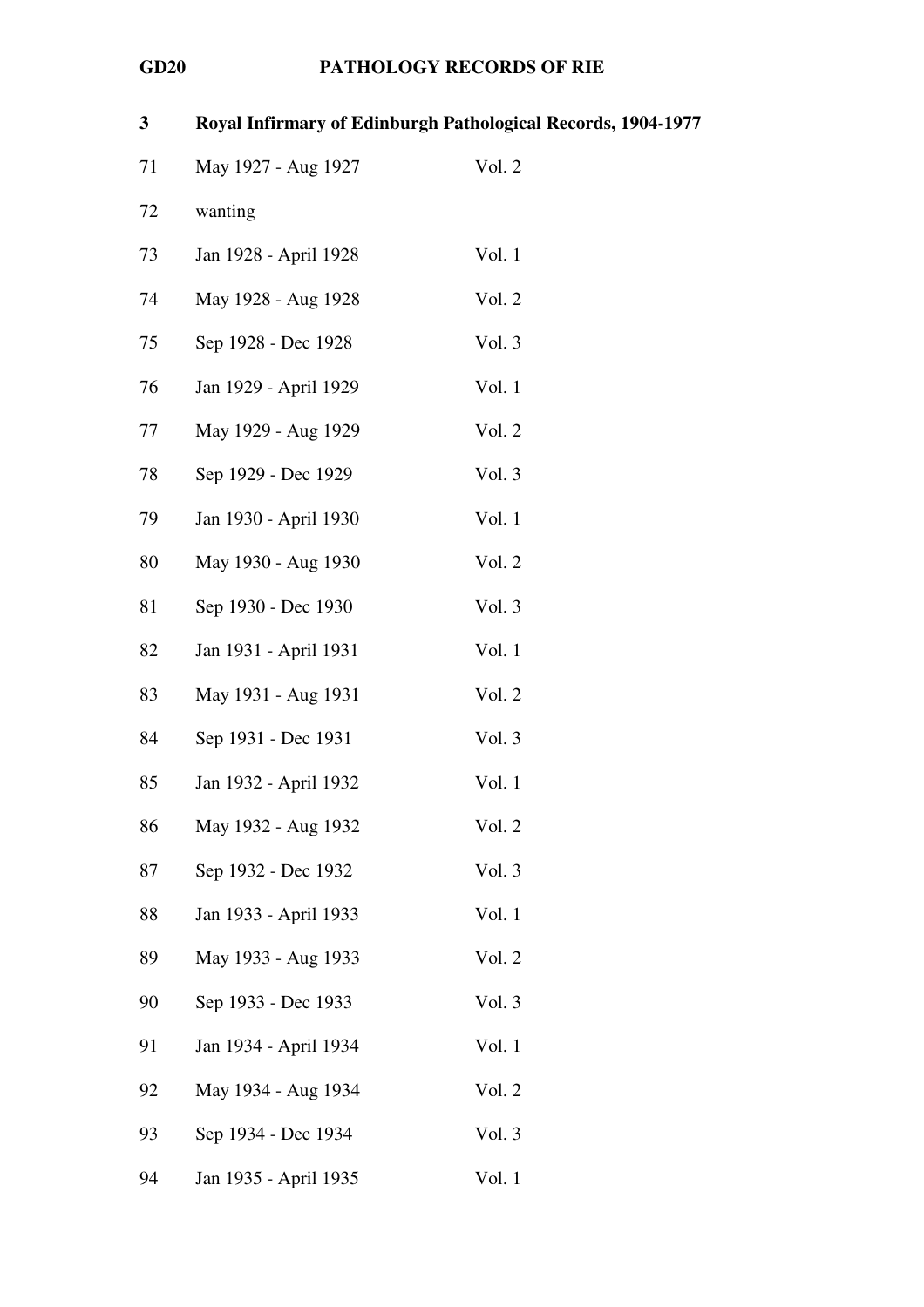| | | |
|---|---|---|
| **3** | **Royal Infirmary of Edinburgh Pathological Records, 1904-1977** | |
| 71 | May 1927 - Aug 1927 | Vol. 2 |
| 72 | wanting | |
| 73 | Jan 1928 - April 1928 | Vol. 1 |
| 74 | May 1928 - Aug 1928 | Vol. 2 |
| 75 | Sep 1928 - Dec 1928 | Vol. 3 |
| 76 | Jan 1929 - April 1929 | Vol. 1 |
| 77 | May 1929 - Aug 1929 | Vol. 2 |
| 78 | Sep 1929 - Dec 1929 | Vol. 3 |
| 79 | Jan 1930 - April 1930 | Vol. 1 |
| 80 | May 1930 - Aug 1930 | Vol. 2 |
| 81 | Sep 1930 - Dec 1930 | Vol. 3 |
| 82 | Jan 1931 - April 1931 | Vol. 1 |
| 83 | May 1931 - Aug 1931 | Vol. 2 |
| 84 | Sep 1931 - Dec 1931 | Vol. 3 |
| 85 | Jan 1932 - April 1932 | Vol. 1 |
| 86 | May 1932 - Aug 1932 | Vol. 2 |
| 87 | Sep 1932 - Dec 1932 | Vol. 3 |
| 88 | Jan 1933 - April 1933 | Vol. 1 |
| 89 | May 1933 - Aug 1933 | Vol. 2 |
| 90 | Sep 1933 - Dec 1933 | Vol. 3 |
| 91 | Jan 1934 - April 1934 | Vol. 1 |
| 92 | May 1934 - Aug 1934 | Vol. 2 |
| 93 | Sep 1934 - Dec 1934 | Vol. 3 |
| 94 | Jan 1935 - April 1935 | Vol. 1 |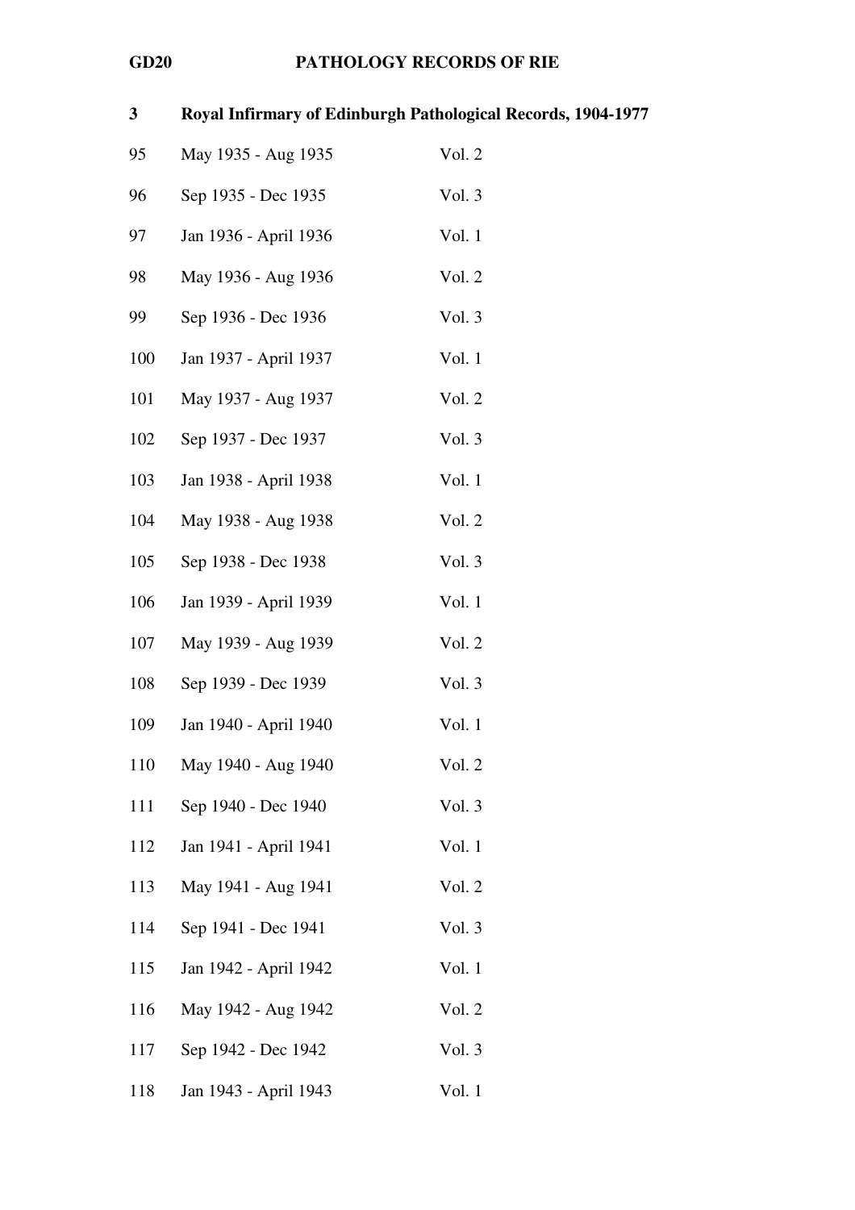**GD20 PATHOLOGY RECORDS OF RIE**

**3 Royal Infirmary of Edinburgh Pathological Records, 1904-1977**

| | | |
|---|---|---|
| 95 | May 1935 - Aug 1935 | Vol. 2 |
| 96 | Sep 1935 - Dec 1935 | Vol. 3 |
| 97 | Jan 1936 - April 1936 | Vol. 1 |
| 98 | May 1936 - Aug 1936 | Vol. 2 |
| 99 | Sep 1936 - Dec 1936 | Vol. 3 |
| 100 | Jan 1937 - April 1937 | Vol. 1 |
| 101 | May 1937 - Aug 1937 | Vol. 2 |
| 102 | Sep 1937 - Dec 1937 | Vol. 3 |
| 103 | Jan 1938 - April 1938 | Vol. 1 |
| 104 | May 1938 - Aug 1938 | Vol. 2 |
| 105 | Sep 1938 - Dec 1938 | Vol. 3 |
| 106 | Jan 1939 - April 1939 | Vol. 1 |
| 107 | May 1939 - Aug 1939 | Vol. 2 |
| 108 | Sep 1939 - Dec 1939 | Vol. 3 |
| 109 | Jan 1940 - April 1940 | Vol. 1 |
| 110 | May 1940 - Aug 1940 | Vol. 2 |
| 111 | Sep 1940 - Dec 1940 | Vol. 3 |
| 112 | Jan 1941 - April 1941 | Vol. 1 |
| 113 | May 1941 - Aug 1941 | Vol. 2 |
| 114 | Sep 1941 - Dec 1941 | Vol. 3 |
| 115 | Jan 1942 - April 1942 | Vol. 1 |
| 116 | May 1942 - Aug 1942 | Vol. 2 |
| 117 | Sep 1942 - Dec 1942 | Vol. 3 |
| 118 | Jan 1943 - April 1943 | Vol. 1 |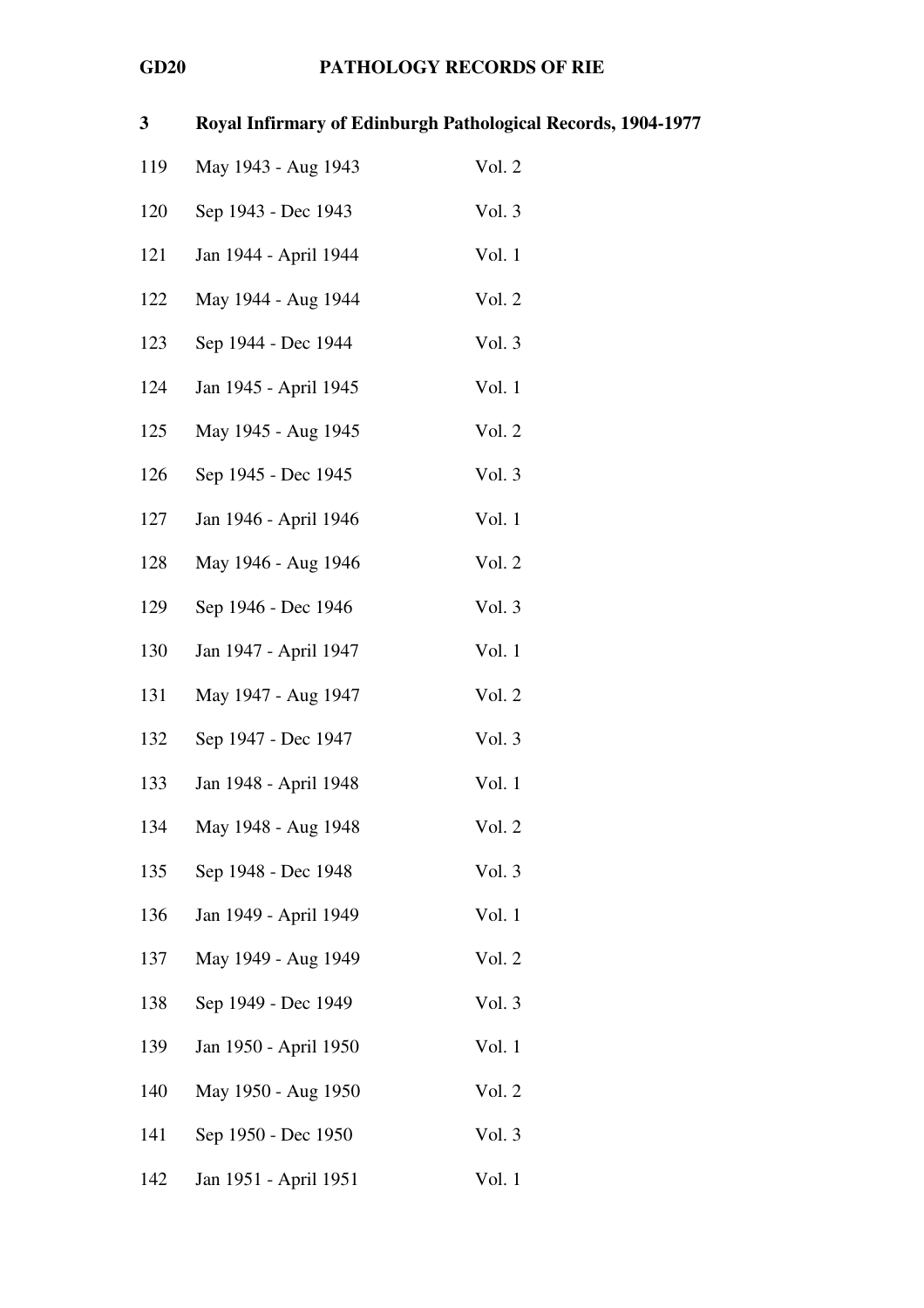**GD20 PATHOLOGY RECORDS OF RIE**

**3 Royal Infirmary of Edinburgh Pathological Records, 1904-1977**

| | | |
|---|---|---|
| 119 | May 1943 - Aug 1943 | Vol. 2 |
| 120 | Sep 1943 - Dec 1943 | Vol. 3 |
| 121 | Jan 1944 - April 1944 | Vol. 1 |
| 122 | May 1944 - Aug 1944 | Vol. 2 |
| 123 | Sep 1944 - Dec 1944 | Vol. 3 |
| 124 | Jan 1945 - April 1945 | Vol. 1 |
| 125 | May 1945 - Aug 1945 | Vol. 2 |
| 126 | Sep 1945 - Dec 1945 | Vol. 3 |
| 127 | Jan 1946 - April 1946 | Vol. 1 |
| 128 | May 1946 - Aug 1946 | Vol. 2 |
| 129 | Sep 1946 - Dec 1946 | Vol. 3 |
| 130 | Jan 1947 - April 1947 | Vol. 1 |
| 131 | May 1947 - Aug 1947 | Vol. 2 |
| 132 | Sep 1947 - Dec 1947 | Vol. 3 |
| 133 | Jan 1948 - April 1948 | Vol. 1 |
| 134 | May 1948 - Aug 1948 | Vol. 2 |
| 135 | Sep 1948 - Dec 1948 | Vol. 3 |
| 136 | Jan 1949 - April 1949 | Vol. 1 |
| 137 | May 1949 - Aug 1949 | Vol. 2 |
| 138 | Sep 1949 - Dec 1949 | Vol. 3 |
| 139 | Jan 1950 - April 1950 | Vol. 1 |
| 140 | May 1950 - Aug 1950 | Vol. 2 |
| 141 | Sep 1950 - Dec 1950 | Vol. 3 |
| 142 | Jan 1951 - April 1951 | Vol. 1 |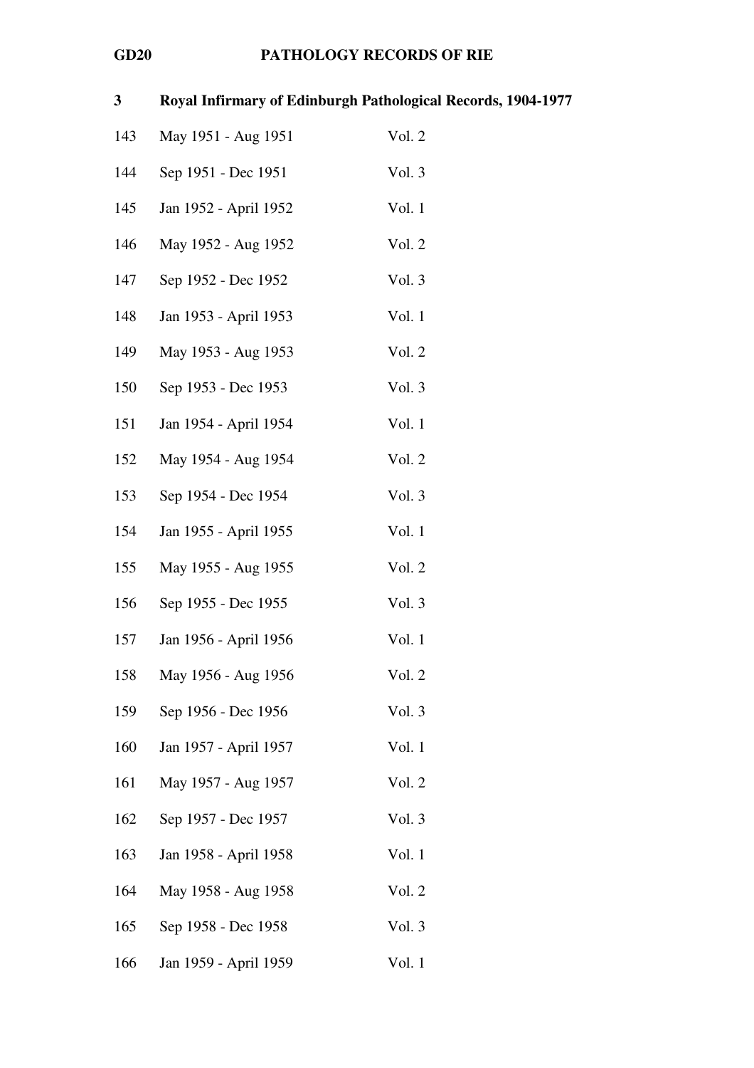**3 Royal Infirmary of Edinburgh Pathological Records, 1904-1977**

| | | |
|---|---|---|
| 143 | May 1951 - Aug 1951 | Vol. 2 |
| 144 | Sep 1951 - Dec 1951 | Vol. 3 |
| 145 | Jan 1952 - April 1952 | Vol. 1 |
| 146 | May 1952 - Aug 1952 | Vol. 2 |
| 147 | Sep 1952 - Dec 1952 | Vol. 3 |
| 148 | Jan 1953 - April 1953 | Vol. 1 |
| 149 | May 1953 - Aug 1953 | Vol. 2 |
| 150 | Sep 1953 - Dec 1953 | Vol. 3 |
| 151 | Jan 1954 - April 1954 | Vol. 1 |
| 152 | May 1954 - Aug 1954 | Vol. 2 |
| 153 | Sep 1954 - Dec 1954 | Vol. 3 |
| 154 | Jan 1955 - April 1955 | Vol. 1 |
| 155 | May 1955 - Aug 1955 | Vol. 2 |
| 156 | Sep 1955 - Dec 1955 | Vol. 3 |
| 157 | Jan 1956 - April 1956 | Vol. 1 |
| 158 | May 1956 - Aug 1956 | Vol. 2 |
| 159 | Sep 1956 - Dec 1956 | Vol. 3 |
| 160 | Jan 1957 - April 1957 | Vol. 1 |
| 161 | May 1957 - Aug 1957 | Vol. 2 |
| 162 | Sep 1957 - Dec 1957 | Vol. 3 |
| 163 | Jan 1958 - April 1958 | Vol. 1 |
| 164 | May 1958 - Aug 1958 | Vol. 2 |
| 165 | Sep 1958 - Dec 1958 | Vol. 3 |
| 166 | Jan 1959 - April 1959 | Vol. 1 |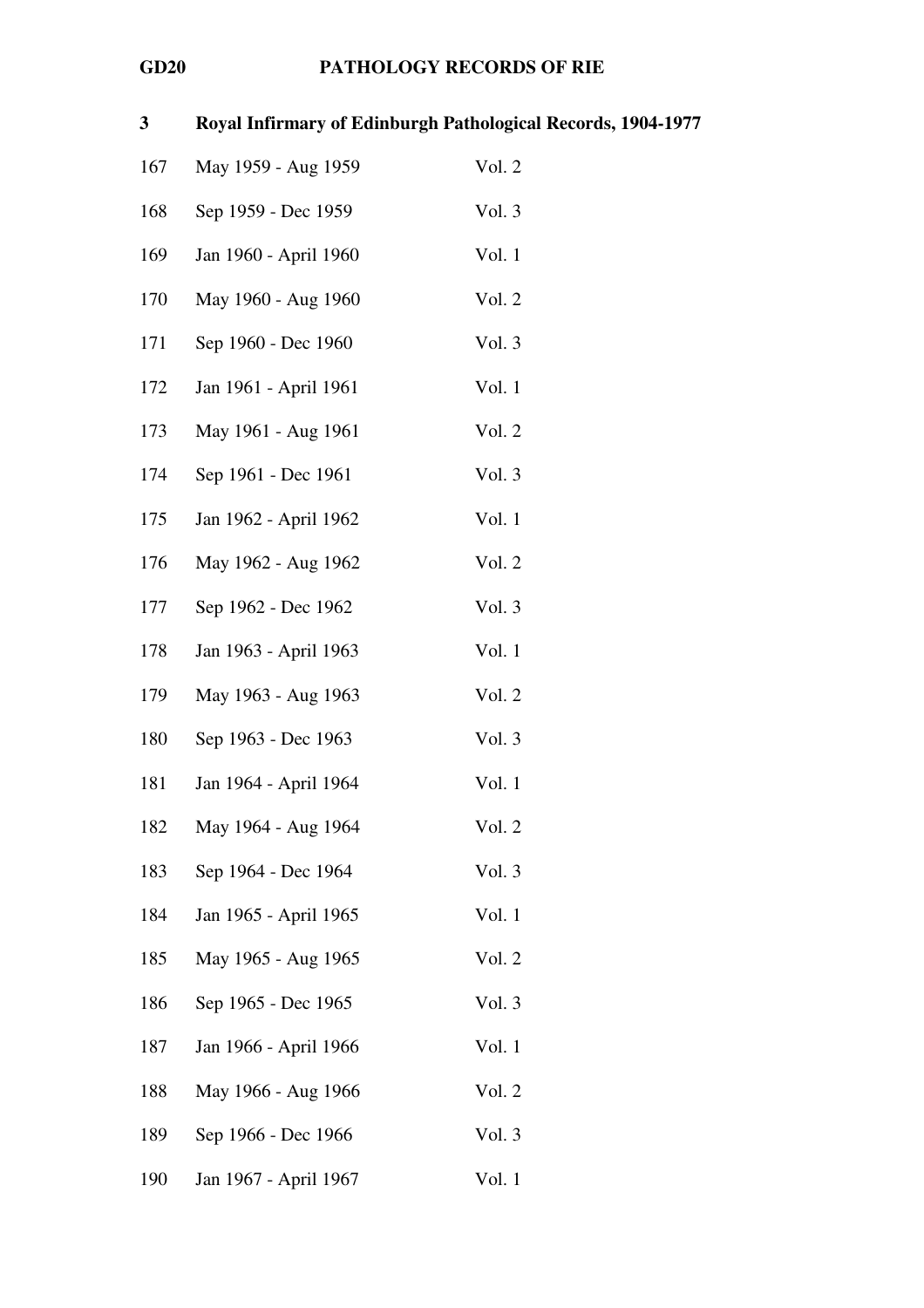## 3 Royal Infirmary of Edinburgh Pathological Records, 1904-1977

| | | |
|---|---|---|
| 167 | May 1959 - Aug 1959 | Vol. 2 |
| 168 | Sep 1959 - Dec 1959 | Vol. 3 |
| 169 | Jan 1960 - April 1960 | Vol. 1 |
| 170 | May 1960 - Aug 1960 | Vol. 2 |
| 171 | Sep 1960 - Dec 1960 | Vol. 3 |
| 172 | Jan 1961 - April 1961 | Vol. 1 |
| 173 | May 1961 - Aug 1961 | Vol. 2 |
| 174 | Sep 1961 - Dec 1961 | Vol. 3 |
| 175 | Jan 1962 - April 1962 | Vol. 1 |
| 176 | May 1962 - Aug 1962 | Vol. 2 |
| 177 | Sep 1962 - Dec 1962 | Vol. 3 |
| 178 | Jan 1963 - April 1963 | Vol. 1 |
| 179 | May 1963 - Aug 1963 | Vol. 2 |
| 180 | Sep 1963 - Dec 1963 | Vol. 3 |
| 181 | Jan 1964 - April 1964 | Vol. 1 |
| 182 | May 1964 - Aug 1964 | Vol. 2 |
| 183 | Sep 1964 - Dec 1964 | Vol. 3 |
| 184 | Jan 1965 - April 1965 | Vol. 1 |
| 185 | May 1965 - Aug 1965 | Vol. 2 |
| 186 | Sep 1965 - Dec 1965 | Vol. 3 |
| 187 | Jan 1966 - April 1966 | Vol. 1 |
| 188 | May 1966 - Aug 1966 | Vol. 2 |
| 189 | Sep 1966 - Dec 1966 | Vol. 3 |
| 190 | Jan 1967 - April 1967 | Vol. 1 |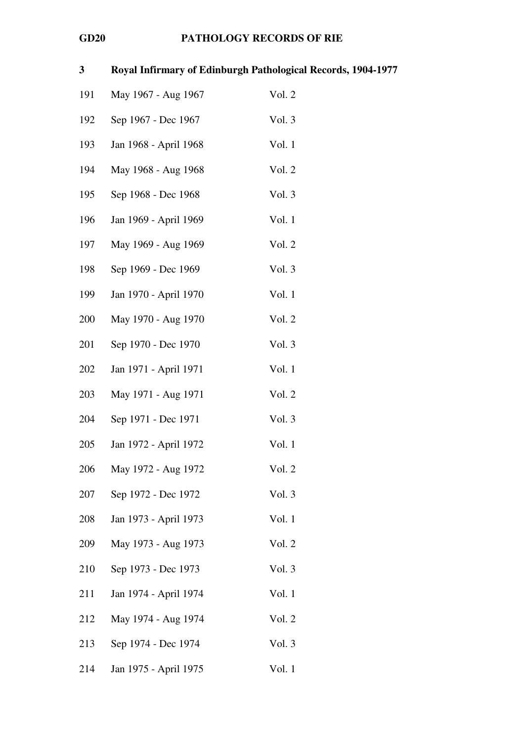## 3 Royal Infirmary of Edinburgh Pathological Records, 1904-1977

| | | |
|---|---|---|
| 191 | May 1967 - Aug 1967 | Vol. 2 |
| 192 | Sep 1967 - Dec 1967 | Vol. 3 |
| 193 | Jan 1968 - April 1968 | Vol. 1 |
| 194 | May 1968 - Aug 1968 | Vol. 2 |
| 195 | Sep 1968 - Dec 1968 | Vol. 3 |
| 196 | Jan 1969 - April 1969 | Vol. 1 |
| 197 | May 1969 - Aug 1969 | Vol. 2 |
| 198 | Sep 1969 - Dec 1969 | Vol. 3 |
| 199 | Jan 1970 - April 1970 | Vol. 1 |
| 200 | May 1970 - Aug 1970 | Vol. 2 |
| 201 | Sep 1970 - Dec 1970 | Vol. 3 |
| 202 | Jan 1971 - April 1971 | Vol. 1 |
| 203 | May 1971 - Aug 1971 | Vol. 2 |
| 204 | Sep 1971 - Dec 1971 | Vol. 3 |
| 205 | Jan 1972 - April 1972 | Vol. 1 |
| 206 | May 1972 - Aug 1972 | Vol. 2 |
| 207 | Sep 1972 - Dec 1972 | Vol. 3 |
| 208 | Jan 1973 - April 1973 | Vol. 1 |
| 209 | May 1973 - Aug 1973 | Vol. 2 |
| 210 | Sep 1973 - Dec 1973 | Vol. 3 |
| 211 | Jan 1974 - April 1974 | Vol. 1 |
| 212 | May 1974 - Aug 1974 | Vol. 2 |
| 213 | Sep 1974 - Dec 1974 | Vol. 3 |
| 214 | Jan 1975 - April 1975 | Vol. 1 |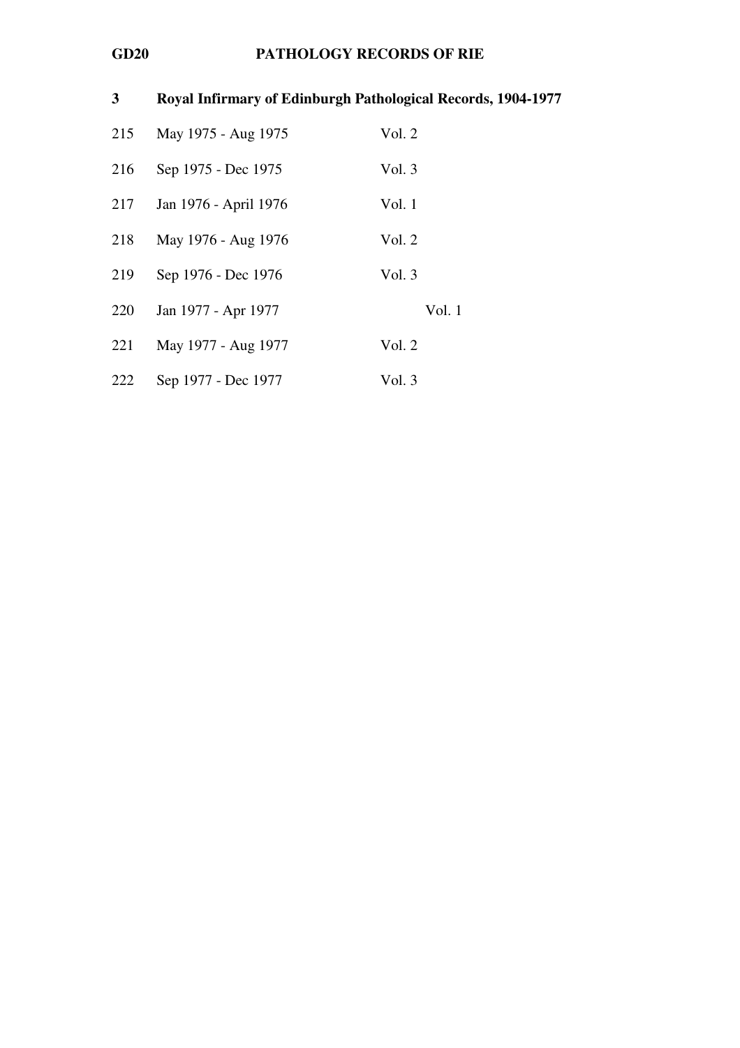**GD20 PATHOLOGY RECORDS OF RIE**

## 3 Royal Infirmary of Edinburgh Pathological Records, 1904-1977

| | | |
|---|---|---|
| 215 | May 1975 - Aug 1975 | Vol. 2 |
| 216 | Sep 1975 - Dec 1975 | Vol. 3 |
| 217 | Jan 1976 - April 1976 | Vol. 1 |
| 218 | May 1976 - Aug 1976 | Vol. 2 |
| 219 | Sep 1976 - Dec 1976 | Vol. 3 |
| 220 | Jan 1977 - Apr 1977 | Vol. 1 |
| 221 | May 1977 - Aug 1977 | Vol. 2 |
| 222 | Sep 1977 - Dec 1977 | Vol. 3 |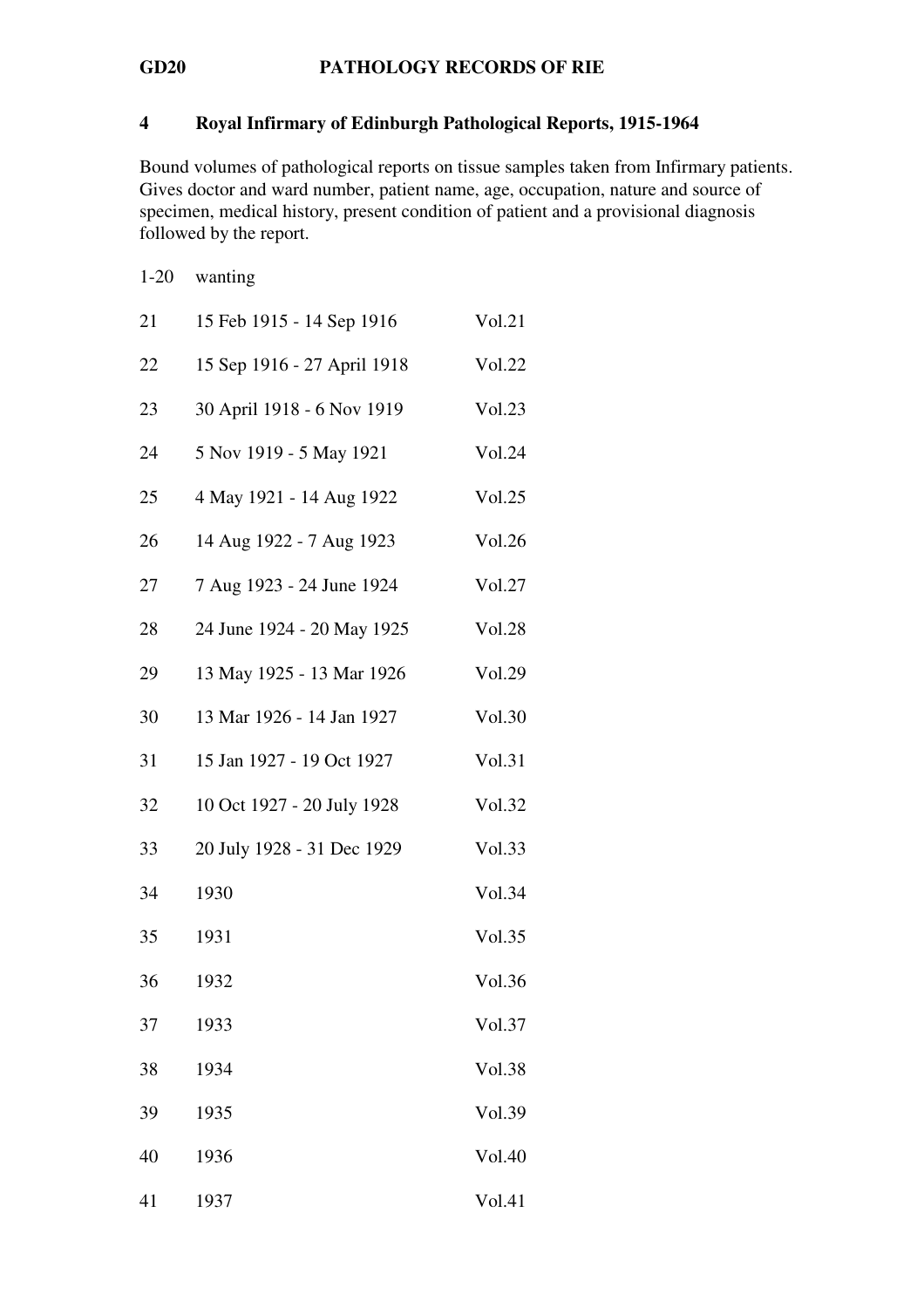## 4 Royal Infirmary of Edinburgh Pathological Reports, 1915-1964

Bound volumes of pathological reports on tissue samples taken from Infirmary patients. Gives doctor and ward number, patient name, age, occupation, nature and source of specimen, medical history, present condition of patient and a provisional diagnosis followed by the report.

| | | |
|---|---|---|
| 1-20 | wanting | |
| 21 | 15 Feb 1915 - 14 Sep 1916 | Vol.21 |
| 22 | 15 Sep 1916 - 27 April 1918 | Vol.22 |
| 23 | 30 April 1918 - 6 Nov 1919 | Vol.23 |
| 24 | 5 Nov 1919 - 5 May 1921 | Vol.24 |
| 25 | 4 May 1921 - 14 Aug 1922 | Vol.25 |
| 26 | 14 Aug 1922 - 7 Aug 1923 | Vol.26 |
| 27 | 7 Aug 1923 - 24 June 1924 | Vol.27 |
| 28 | 24 June 1924 - 20 May 1925 | Vol.28 |
| 29 | 13 May 1925 - 13 Mar 1926 | Vol.29 |
| 30 | 13 Mar 1926 - 14 Jan 1927 | Vol.30 |
| 31 | 15 Jan 1927 - 19 Oct 1927 | Vol.31 |
| 32 | 10 Oct 1927 - 20 July 1928 | Vol.32 |
| 33 | 20 July 1928 - 31 Dec 1929 | Vol.33 |
| 34 | 1930 | Vol.34 |
| 35 | 1931 | Vol.35 |
| 36 | 1932 | Vol.36 |
| 37 | 1933 | Vol.37 |
| 38 | 1934 | Vol.38 |
| 39 | 1935 | Vol.39 |
| 40 | 1936 | Vol.40 |
| 41 | 1937 | Vol.41 |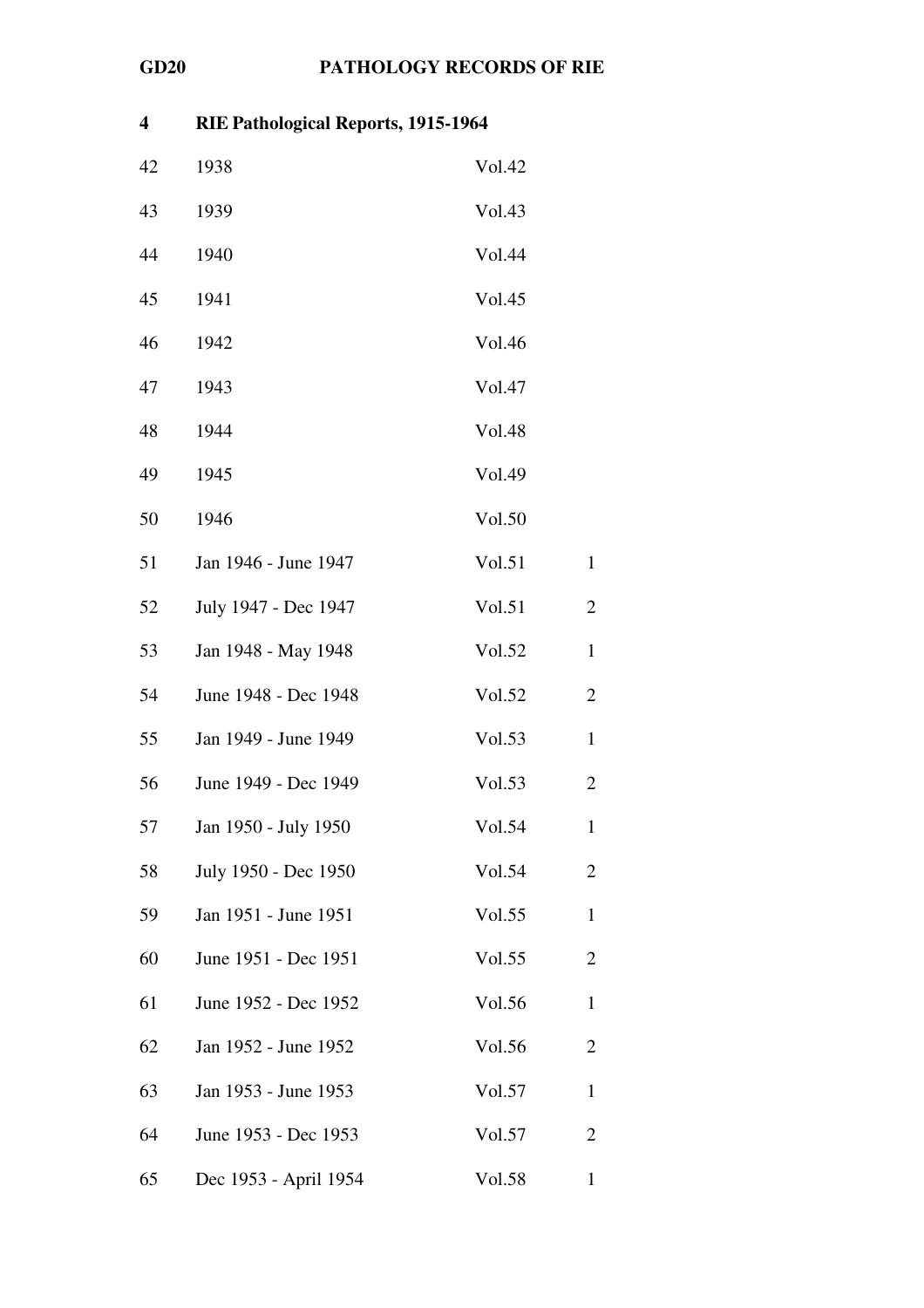**GD20 PATHOLOGY RECORDS OF RIE**

**4 RIE Pathological Reports, 1915-1964**

| | | | |
|---|---|---|---|
| 42 | 1938 | Vol.42 | |
| 43 | 1939 | Vol.43 | |
| 44 | 1940 | Vol.44 | |
| 45 | 1941 | Vol.45 | |
| 46 | 1942 | Vol.46 | |
| 47 | 1943 | Vol.47 | |
| 48 | 1944 | Vol.48 | |
| 49 | 1945 | Vol.49 | |
| 50 | 1946 | Vol.50 | |
| 51 | Jan 1946 - June 1947 | Vol.51 | 1 |
| 52 | July 1947 - Dec 1947 | Vol.51 | 2 |
| 53 | Jan 1948 - May 1948 | Vol.52 | 1 |
| 54 | June 1948 - Dec 1948 | Vol.52 | 2 |
| 55 | Jan 1949 - June 1949 | Vol.53 | 1 |
| 56 | June 1949 - Dec 1949 | Vol.53 | 2 |
| 57 | Jan 1950 - July 1950 | Vol.54 | 1 |
| 58 | July 1950 - Dec 1950 | Vol.54 | 2 |
| 59 | Jan 1951 - June 1951 | Vol.55 | 1 |
| 60 | June 1951 - Dec 1951 | Vol.55 | 2 |
| 61 | June 1952 - Dec 1952 | Vol.56 | 1 |
| 62 | Jan 1952 - June 1952 | Vol.56 | 2 |
| 63 | Jan 1953 - June 1953 | Vol.57 | 1 |
| 64 | June 1953 - Dec 1953 | Vol.57 | 2 |
| 65 | Dec 1953 - April 1954 | Vol.58 | 1 |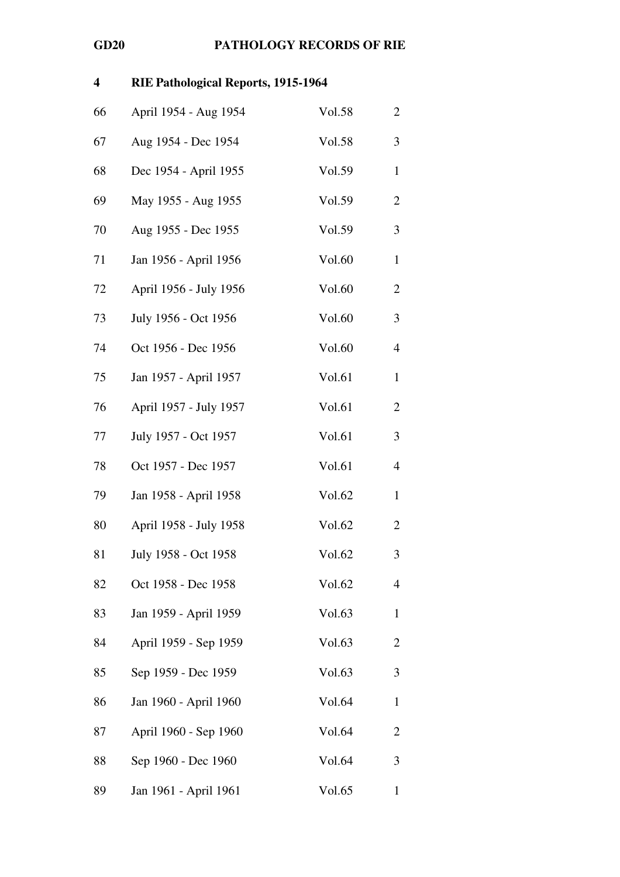**GD20 PATHOLOGY RECORDS OF RIE**

**4 RIE Pathological Reports, 1915-1964**

| | | | |
|---|---|---|---|
| 66 | April 1954 - Aug 1954 | Vol.58 | 2 |
| 67 | Aug 1954 - Dec 1954 | Vol.58 | 3 |
| 68 | Dec 1954 - April 1955 | Vol.59 | 1 |
| 69 | May 1955 - Aug 1955 | Vol.59 | 2 |
| 70 | Aug 1955 - Dec 1955 | Vol.59 | 3 |
| 71 | Jan 1956 - April 1956 | Vol.60 | 1 |
| 72 | April 1956 - July 1956 | Vol.60 | 2 |
| 73 | July 1956 - Oct 1956 | Vol.60 | 3 |
| 74 | Oct 1956 - Dec 1956 | Vol.60 | 4 |
| 75 | Jan 1957 - April 1957 | Vol.61 | 1 |
| 76 | April 1957 - July 1957 | Vol.61 | 2 |
| 77 | July 1957 - Oct 1957 | Vol.61 | 3 |
| 78 | Oct 1957 - Dec 1957 | Vol.61 | 4 |
| 79 | Jan 1958 - April 1958 | Vol.62 | 1 |
| 80 | April 1958 - July 1958 | Vol.62 | 2 |
| 81 | July 1958 - Oct 1958 | Vol.62 | 3 |
| 82 | Oct 1958 - Dec 1958 | Vol.62 | 4 |
| 83 | Jan 1959 - April 1959 | Vol.63 | 1 |
| 84 | April 1959 - Sep 1959 | Vol.63 | 2 |
| 85 | Sep 1959 - Dec 1959 | Vol.63 | 3 |
| 86 | Jan 1960 - April 1960 | Vol.64 | 1 |
| 87 | April 1960 - Sep 1960 | Vol.64 | 2 |
| 88 | Sep 1960 - Dec 1960 | Vol.64 | 3 |
| 89 | Jan 1961 - April 1961 | Vol.65 | 1 |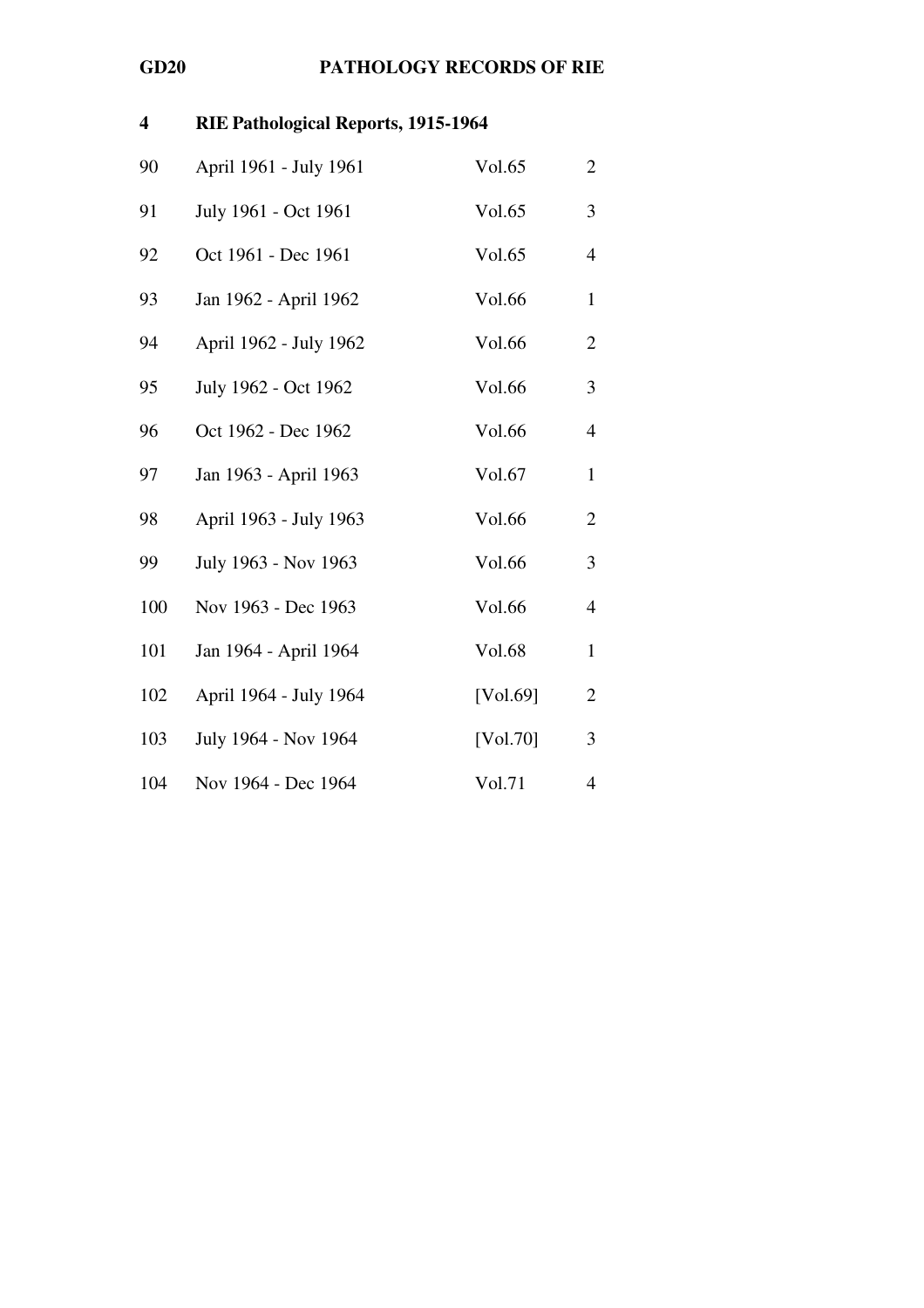**GD20 PATHOLOGY RECORDS OF RIE**

**4 RIE Pathological Reports, 1915-1964**

| | | | |
|---|---|---|---|
| 90 | April 1961 - July 1961 | Vol.65 | 2 |
| 91 | July 1961 - Oct 1961 | Vol.65 | 3 |
| 92 | Oct 1961 - Dec 1961 | Vol.65 | 4 |
| 93 | Jan 1962 - April 1962 | Vol.66 | 1 |
| 94 | April 1962 - July 1962 | Vol.66 | 2 |
| 95 | July 1962 - Oct 1962 | Vol.66 | 3 |
| 96 | Oct 1962 - Dec 1962 | Vol.66 | 4 |
| 97 | Jan 1963 - April 1963 | Vol.67 | 1 |
| 98 | April 1963 - July 1963 | Vol.66 | 2 |
| 99 | July 1963 - Nov 1963 | Vol.66 | 3 |
| 100 | Nov 1963 - Dec 1963 | Vol.66 | 4 |
| 101 | Jan 1964 - April 1964 | Vol.68 | 1 |
| 102 | April 1964 - July 1964 | [Vol.69] | 2 |
| 103 | July 1964 - Nov 1964 | [Vol.70] | 3 |
| 104 | Nov 1964 - Dec 1964 | Vol.71 | 4 |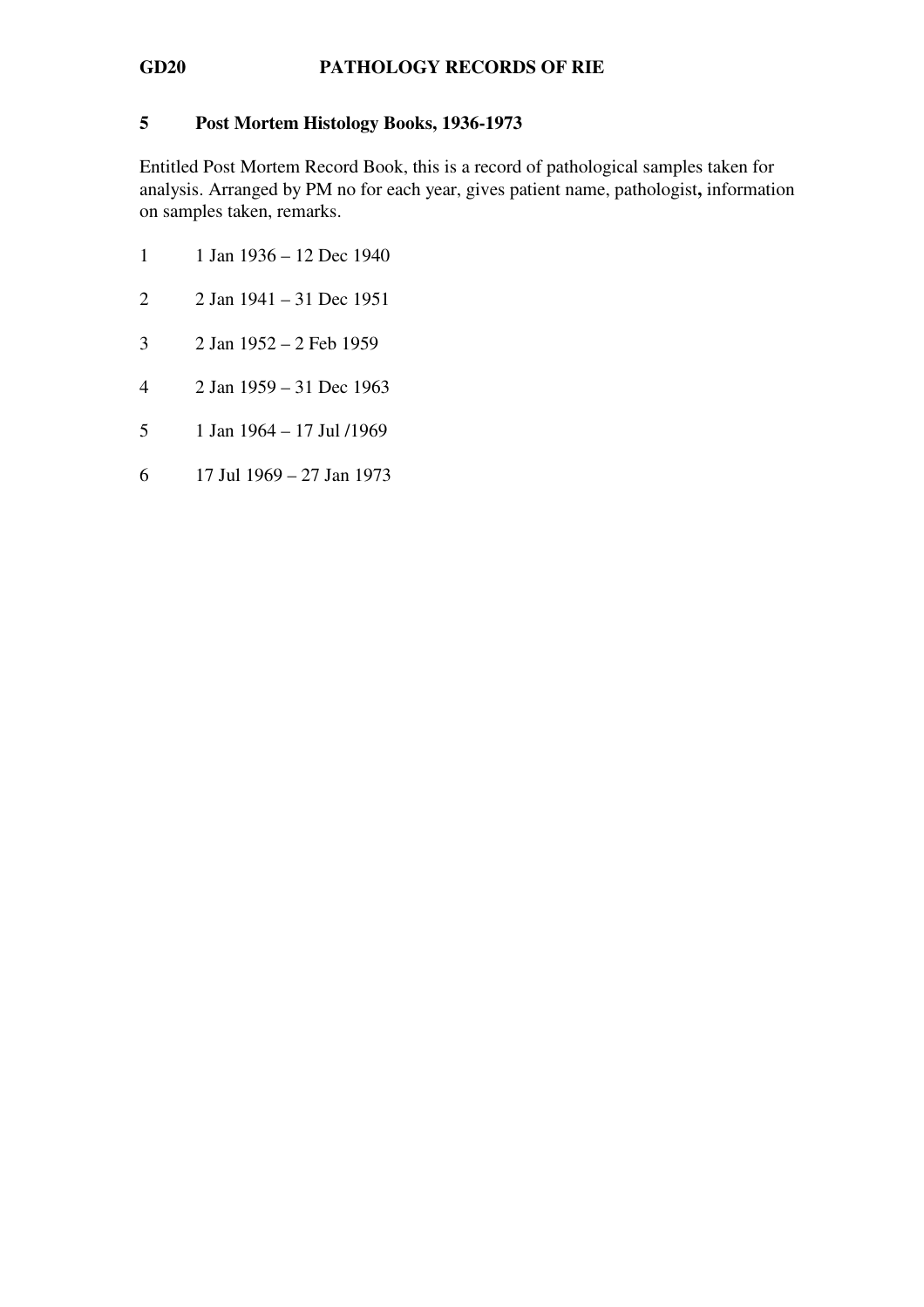## 5 Post Mortem Histology Books, 1936-1973

Entitled Post Mortem Record Book, this is a record of pathological samples taken for analysis. Arranged by PM no for each year, gives patient name, pathologist**,** information on samples taken, remarks.

1 1 Jan 1936 – 12 Dec 1940

2 2 Jan 1941 – 31 Dec 1951

3 2 Jan 1952 – 2 Feb 1959

4 2 Jan 1959 – 31 Dec 1963

5 1 Jan 1964 – 17 Jul /1969

6 17 Jul 1969 – 27 Jan 1973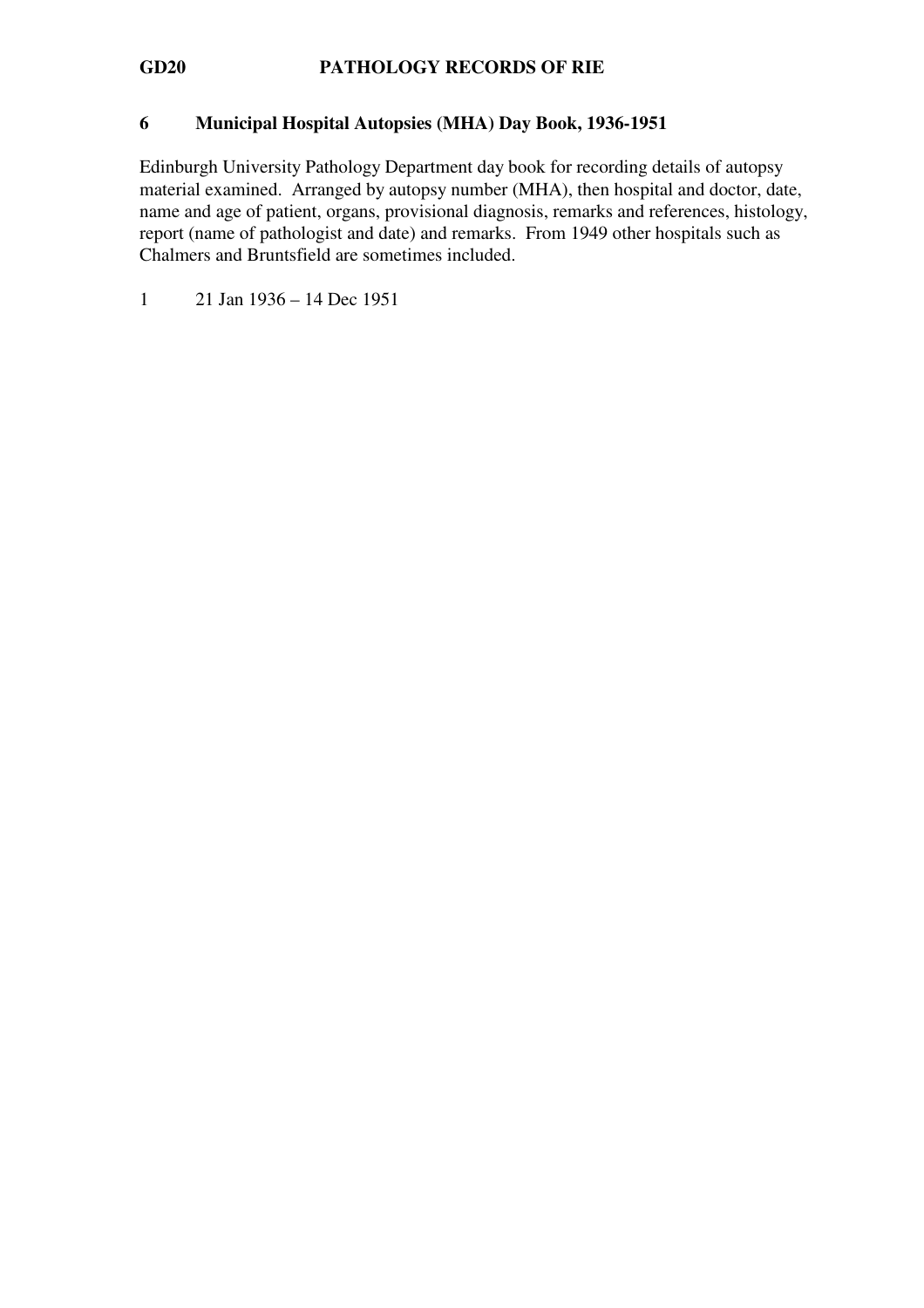## 6 Municipal Hospital Autopsies (MHA) Day Book, 1936-1951

Edinburgh University Pathology Department day book for recording details of autopsy material examined. Arranged by autopsy number (MHA), then hospital and doctor, date, name and age of patient, organs, provisional diagnosis, remarks and references, histology, report (name of pathologist and date) and remarks. From 1949 other hospitals such as Chalmers and Bruntsfield are sometimes included.

1 21 Jan 1936 – 14 Dec 1951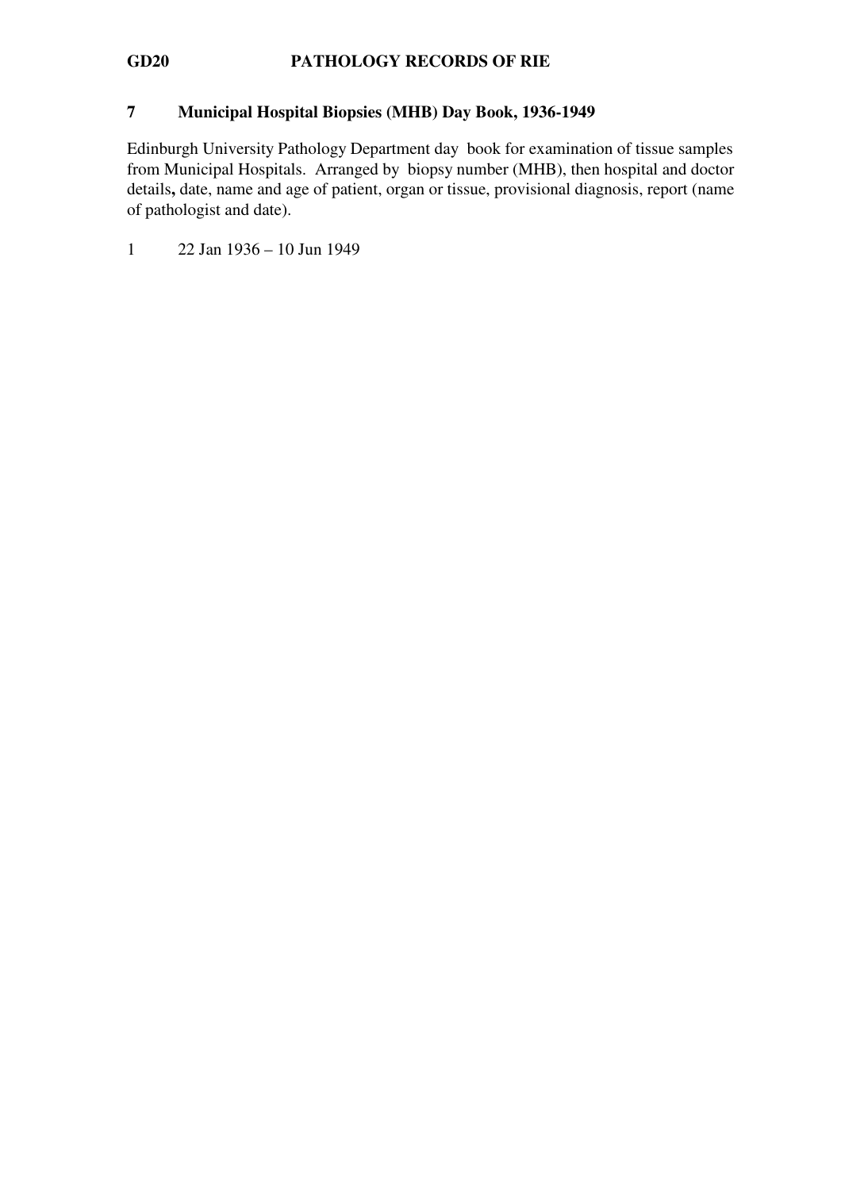## 7 Municipal Hospital Biopsies (MHB) Day Book, 1936-1949

Edinburgh University Pathology Department day book for examination of tissue samples from Municipal Hospitals. Arranged by biopsy number (MHB), then hospital and doctor details**,** date, name and age of patient, organ or tissue, provisional diagnosis, report (name of pathologist and date).

1 22 Jan 1936 – 10 Jun 1949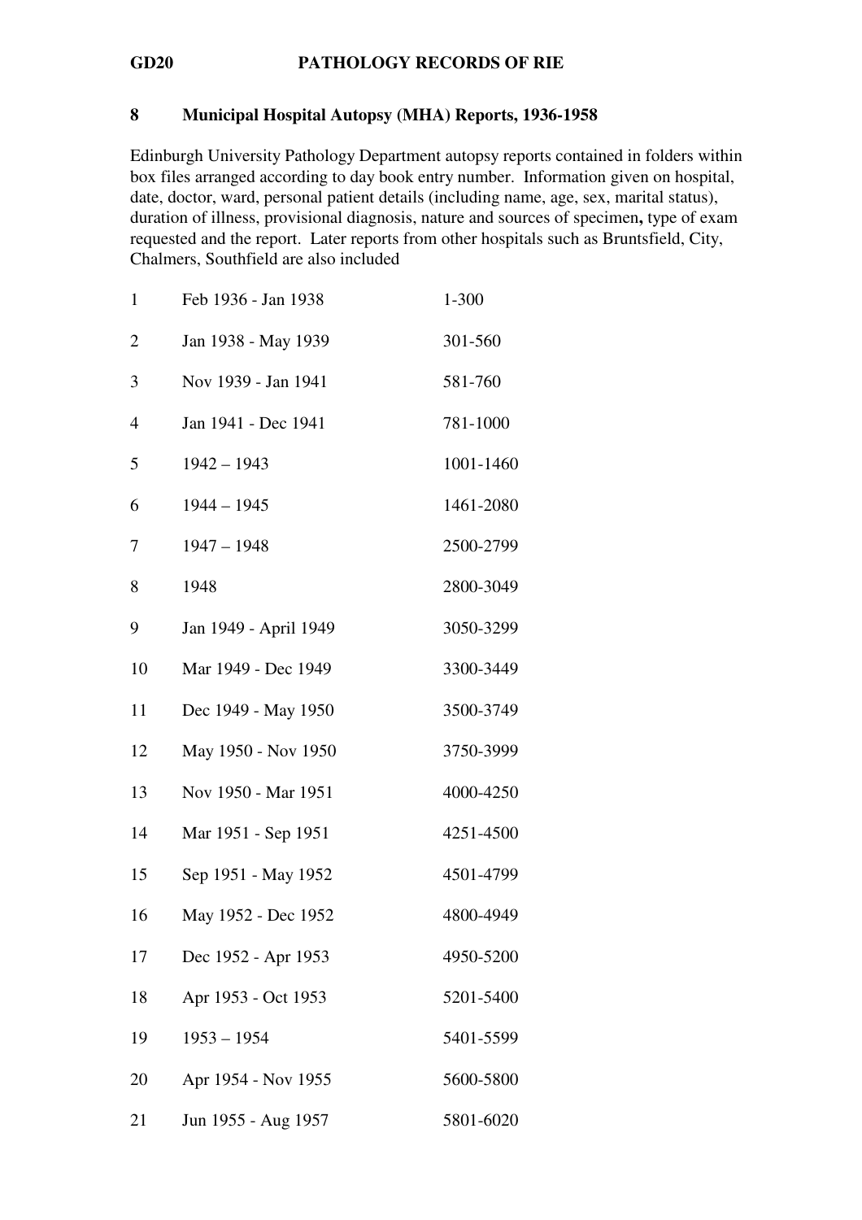## 8 Municipal Hospital Autopsy (MHA) Reports, 1936-1958

Edinburgh University Pathology Department autopsy reports contained in folders within box files arranged according to day book entry number. Information given on hospital, date, doctor, ward, personal patient details (including name, age, sex, marital status), duration of illness, provisional diagnosis, nature and sources of specimen**,** type of exam requested and the report. Later reports from other hospitals such as Bruntsfield, City, Chalmers, Southfield are also included

| | | |
|---|---|---|
| 1 | Feb 1936 - Jan 1938 | 1-300 |
| 2 | Jan 1938 - May 1939 | 301-560 |
| 3 | Nov 1939 - Jan 1941 | 581-760 |
| 4 | Jan 1941 - Dec 1941 | 781-1000 |
| 5 | 1942 – 1943 | 1001-1460 |
| 6 | 1944 – 1945 | 1461-2080 |
| 7 | 1947 – 1948 | 2500-2799 |
| 8 | 1948 | 2800-3049 |
| 9 | Jan 1949 - April 1949 | 3050-3299 |
| 10 | Mar 1949 - Dec 1949 | 3300-3449 |
| 11 | Dec 1949 - May 1950 | 3500-3749 |
| 12 | May 1950 - Nov 1950 | 3750-3999 |
| 13 | Nov 1950 - Mar 1951 | 4000-4250 |
| 14 | Mar 1951 - Sep 1951 | 4251-4500 |
| 15 | Sep 1951 - May 1952 | 4501-4799 |
| 16 | May 1952 - Dec 1952 | 4800-4949 |
| 17 | Dec 1952 - Apr 1953 | 4950-5200 |
| 18 | Apr 1953 - Oct 1953 | 5201-5400 |
| 19 | 1953 – 1954 | 5401-5599 |
| 20 | Apr 1954 - Nov 1955 | 5600-5800 |
| 21 | Jun 1955 - Aug 1957 | 5801-6020 |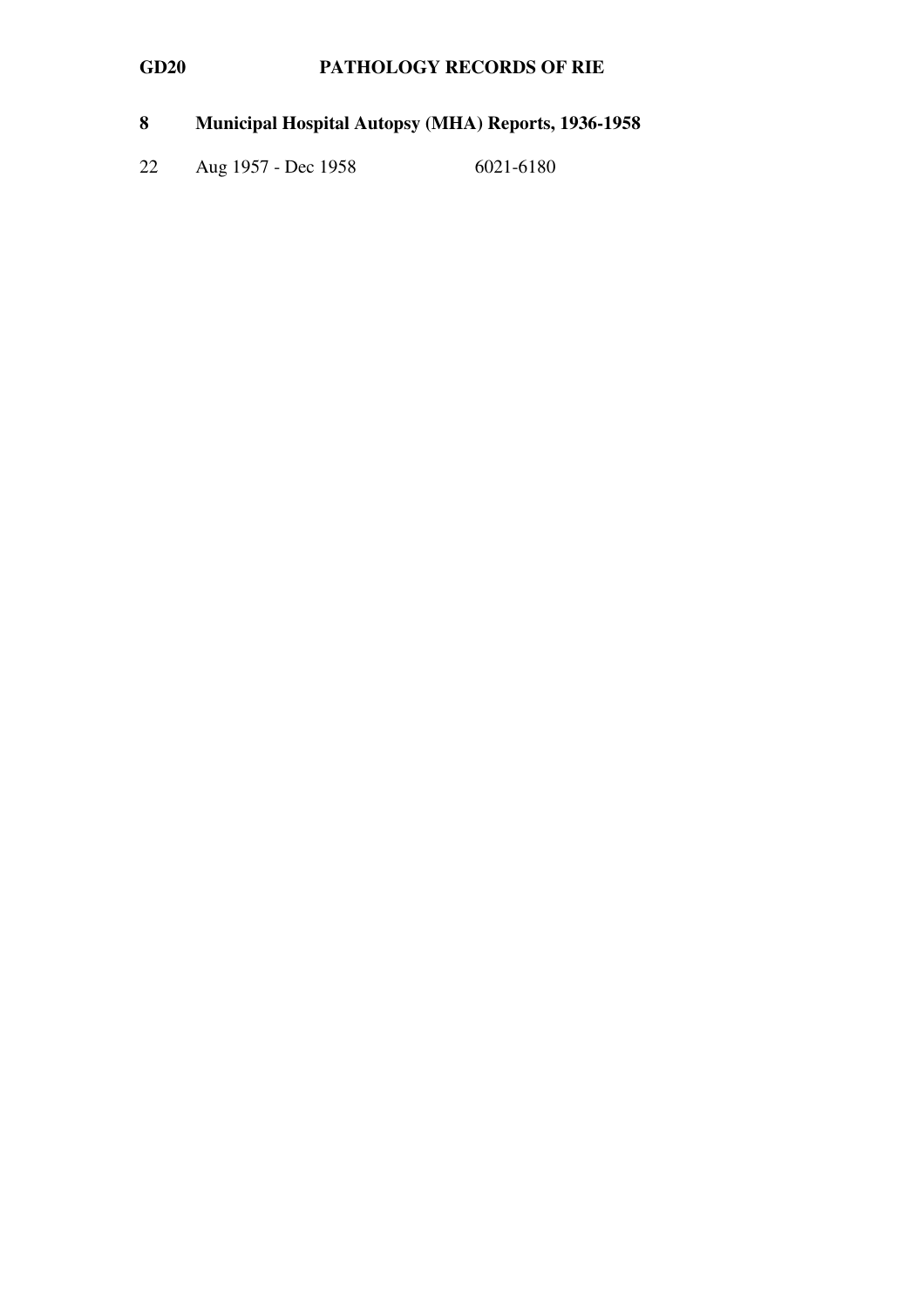## 8 Municipal Hospital Autopsy (MHA) Reports, 1936-1958

| | | |
|---|---|---|
| 22 | Aug 1957 - Dec 1958 | 6021-6180 |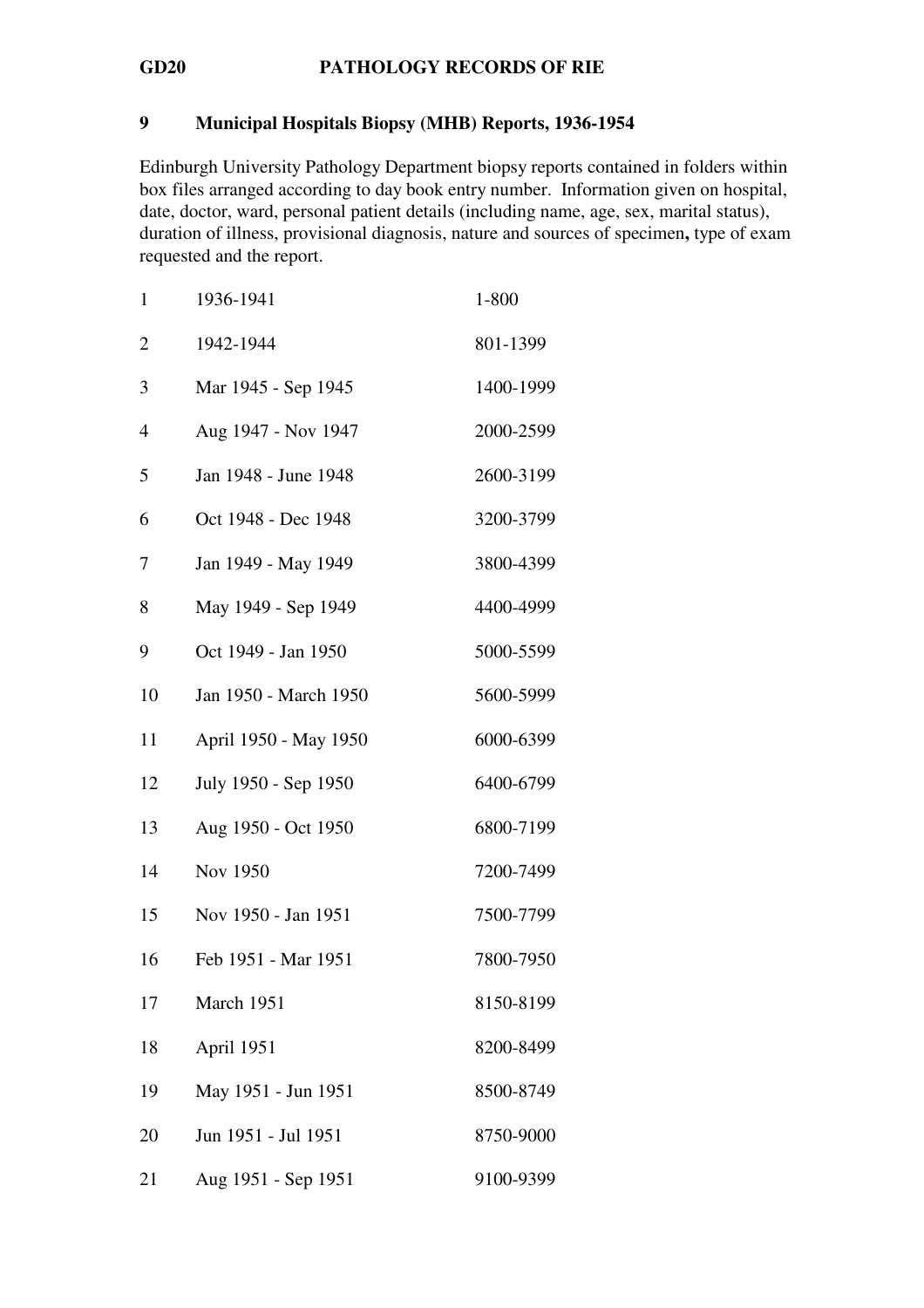**GD20 PATHOLOGY RECORDS OF RIE**

## 9 Municipal Hospitals Biopsy (MHB) Reports, 1936-1954

Edinburgh University Pathology Department biopsy reports contained in folders within box files arranged according to day book entry number. Information given on hospital, date, doctor, ward, personal patient details (including name, age, sex, marital status), duration of illness, provisional diagnosis, nature and sources of specimen**,** type of exam requested and the report.

| | | |
|---|---|---|
| 1 | 1936-1941 | 1-800 |
| 2 | 1942-1944 | 801-1399 |
| 3 | Mar 1945 - Sep 1945 | 1400-1999 |
| 4 | Aug 1947 - Nov 1947 | 2000-2599 |
| 5 | Jan 1948 - June 1948 | 2600-3199 |
| 6 | Oct 1948 - Dec 1948 | 3200-3799 |
| 7 | Jan 1949 - May 1949 | 3800-4399 |
| 8 | May 1949 - Sep 1949 | 4400-4999 |
| 9 | Oct 1949 - Jan 1950 | 5000-5599 |
| 10 | Jan 1950 - March 1950 | 5600-5999 |
| 11 | April 1950 - May 1950 | 6000-6399 |
| 12 | July 1950 - Sep 1950 | 6400-6799 |
| 13 | Aug 1950 - Oct 1950 | 6800-7199 |
| 14 | Nov 1950 | 7200-7499 |
| 15 | Nov 1950 - Jan 1951 | 7500-7799 |
| 16 | Feb 1951 - Mar 1951 | 7800-7950 |
| 17 | March 1951 | 8150-8199 |
| 18 | April 1951 | 8200-8499 |
| 19 | May 1951 - Jun 1951 | 8500-8749 |
| 20 | Jun 1951 - Jul 1951 | 8750-9000 |
| 21 | Aug 1951 - Sep 1951 | 9100-9399 |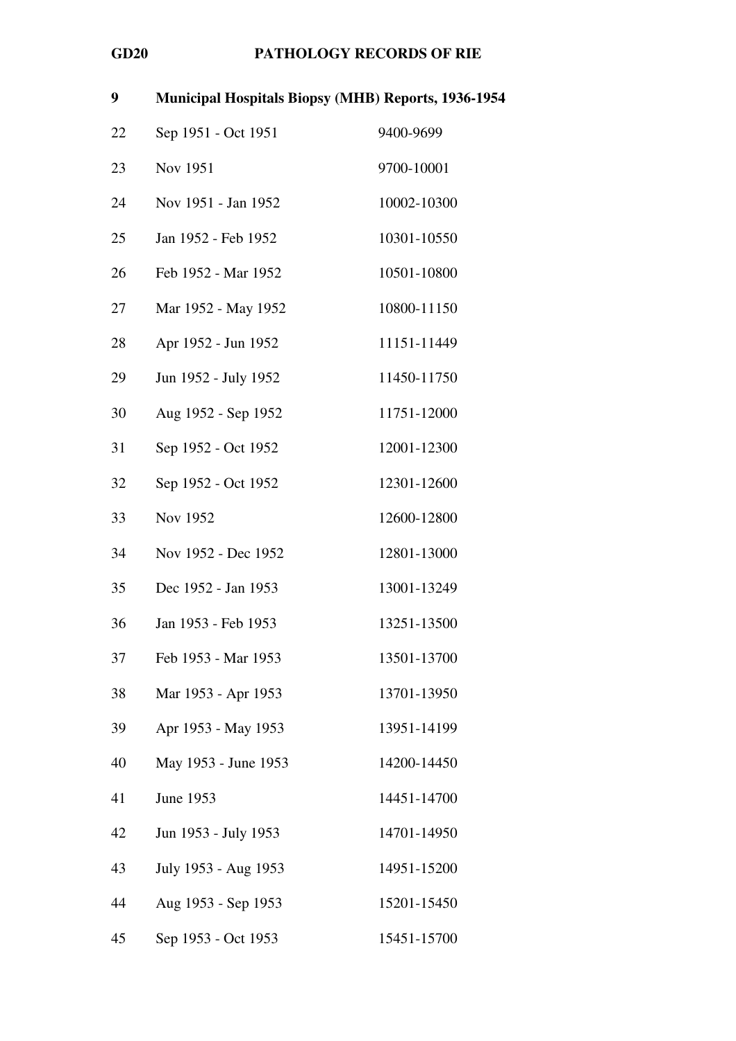**GD20 PATHOLOGY RECORDS OF RIE**

**9 Municipal Hospitals Biopsy (MHB) Reports, 1936-1954**

| | | |
|---|---|---|
| 22 | Sep 1951 - Oct 1951 | 9400-9699 |
| 23 | Nov 1951 | 9700-10001 |
| 24 | Nov 1951 - Jan 1952 | 10002-10300 |
| 25 | Jan 1952 - Feb 1952 | 10301-10550 |
| 26 | Feb 1952 - Mar 1952 | 10501-10800 |
| 27 | Mar 1952 - May 1952 | 10800-11150 |
| 28 | Apr 1952 - Jun 1952 | 11151-11449 |
| 29 | Jun 1952 - July 1952 | 11450-11750 |
| 30 | Aug 1952 - Sep 1952 | 11751-12000 |
| 31 | Sep 1952 - Oct 1952 | 12001-12300 |
| 32 | Sep 1952 - Oct 1952 | 12301-12600 |
| 33 | Nov 1952 | 12600-12800 |
| 34 | Nov 1952 - Dec 1952 | 12801-13000 |
| 35 | Dec 1952 - Jan 1953 | 13001-13249 |
| 36 | Jan 1953 - Feb 1953 | 13251-13500 |
| 37 | Feb 1953 - Mar 1953 | 13501-13700 |
| 38 | Mar 1953 - Apr 1953 | 13701-13950 |
| 39 | Apr 1953 - May 1953 | 13951-14199 |
| 40 | May 1953 - June 1953 | 14200-14450 |
| 41 | June 1953 | 14451-14700 |
| 42 | Jun 1953 - July 1953 | 14701-14950 |
| 43 | July 1953 - Aug 1953 | 14951-15200 |
| 44 | Aug 1953 - Sep 1953 | 15201-15450 |
| 45 | Sep 1953 - Oct 1953 | 15451-15700 |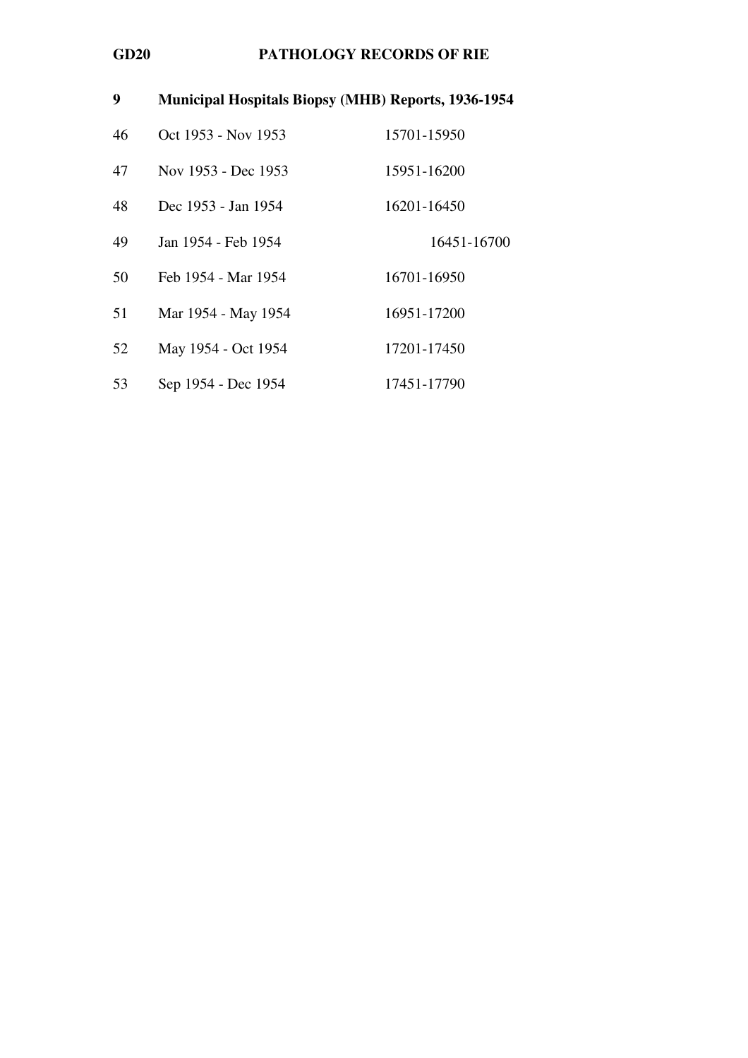**GD20 PATHOLOGY RECORDS OF RIE**

## 9 Municipal Hospitals Biopsy (MHB) Reports, 1936-1954

| | | |
|---|---|---|
| 46 | Oct 1953 - Nov 1953 | 15701-15950 |
| 47 | Nov 1953 - Dec 1953 | 15951-16200 |
| 48 | Dec 1953 - Jan 1954 | 16201-16450 |
| 49 | Jan 1954 - Feb 1954 | 16451-16700 |
| 50 | Feb 1954 - Mar 1954 | 16701-16950 |
| 51 | Mar 1954 - May 1954 | 16951-17200 |
| 52 | May 1954 - Oct 1954 | 17201-17450 |
| 53 | Sep 1954 - Dec 1954 | 17451-17790 |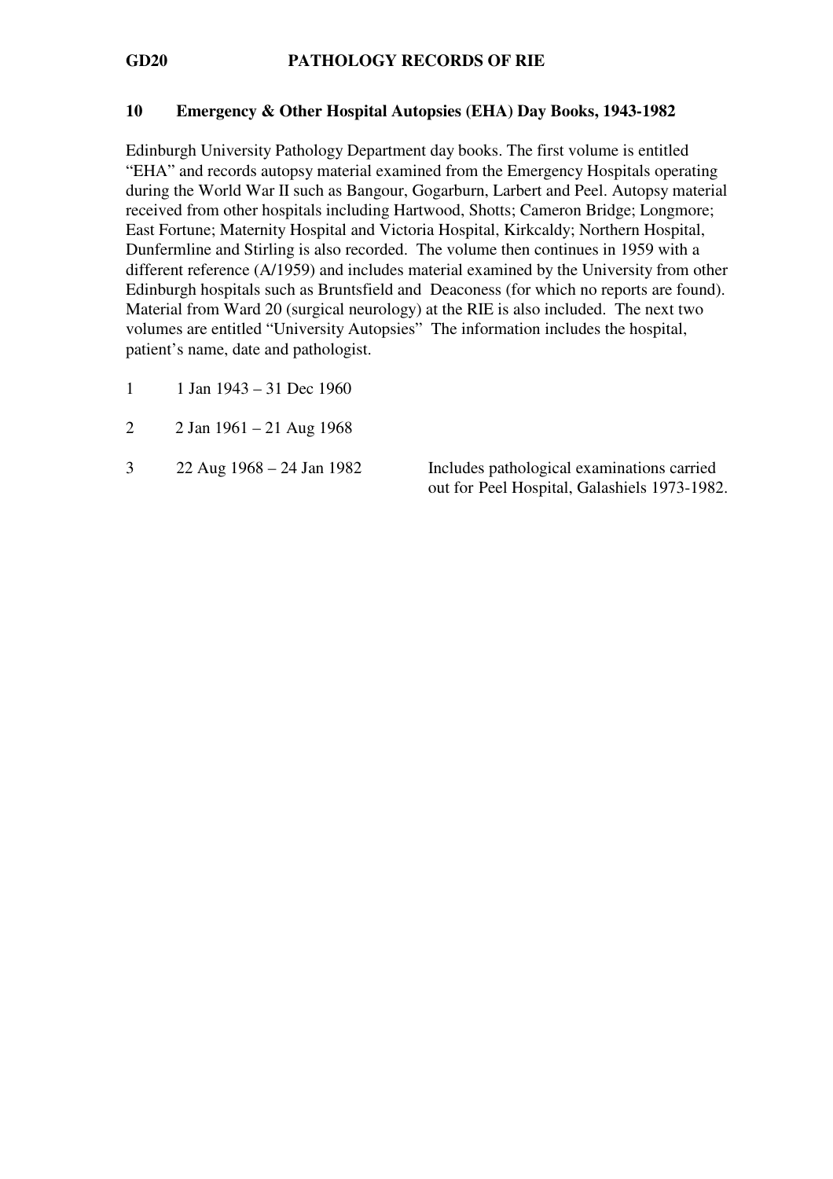## 10 Emergency & Other Hospital Autopsies (EHA) Day Books, 1943-1982

Edinburgh University Pathology Department day books. The first volume is entitled "EHA" and records autopsy material examined from the Emergency Hospitals operating during the World War II such as Bangour, Gogarburn, Larbert and Peel. Autopsy material received from other hospitals including Hartwood, Shotts; Cameron Bridge; Longmore; East Fortune; Maternity Hospital and Victoria Hospital, Kirkcaldy; Northern Hospital, Dunfermline and Stirling is also recorded. The volume then continues in 1959 with a different reference (A/1959) and includes material examined by the University from other Edinburgh hospitals such as Bruntsfield and Deaconess (for which no reports are found). Material from Ward 20 (surgical neurology) at the RIE is also included. The next two volumes are entitled "University Autopsies" The information includes the hospital, patient's name, date and pathologist.

| | | |
|---|---|---|
| 1 | 1 Jan 1943 – 31 Dec 1960 | |
| 2 | 2 Jan 1961 – 21 Aug 1968 | |
| 3 | 22 Aug 1968 – 24 Jan 1982 | Includes pathological examinations carried out for Peel Hospital, Galashiels 1973-1982. |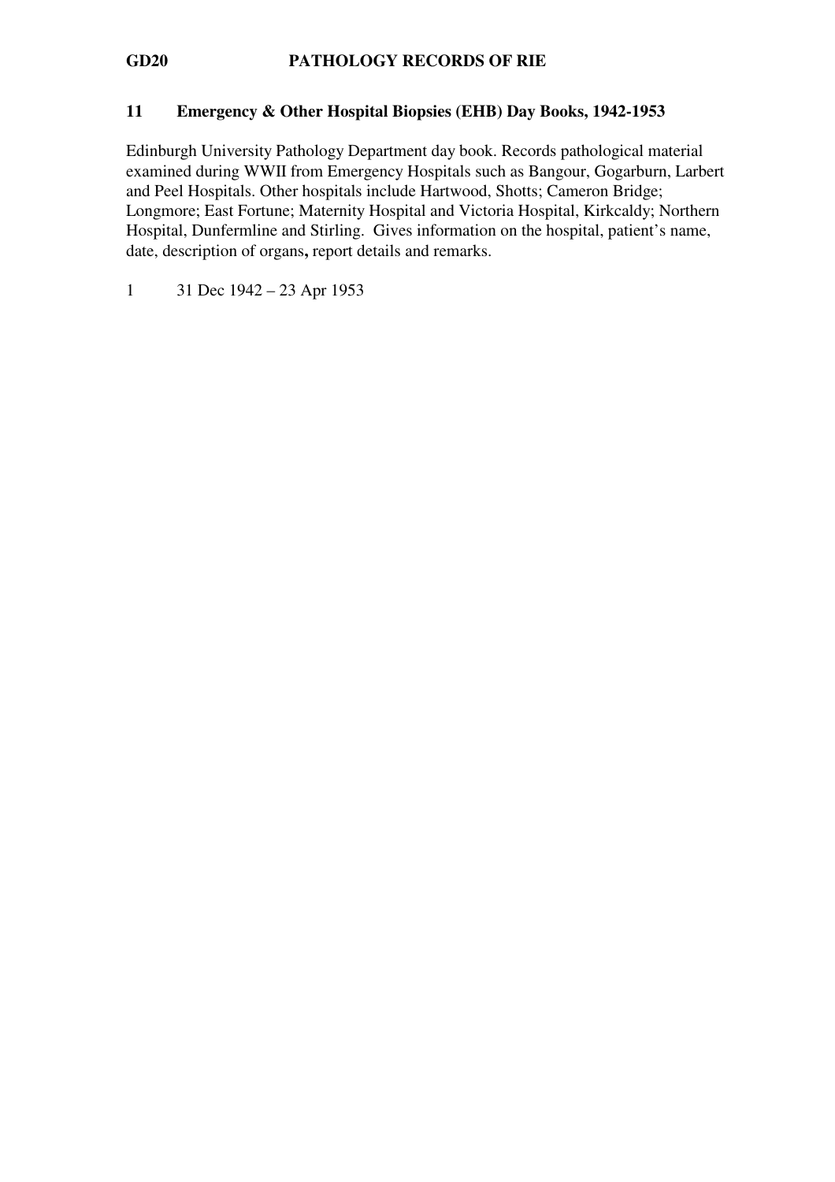**11 Emergency & Other Hospital Biopsies (EHB) Day Books, 1942-1953**

Edinburgh University Pathology Department day book. Records pathological material examined during WWII from Emergency Hospitals such as Bangour, Gogarburn, Larbert and Peel Hospitals. Other hospitals include Hartwood, Shotts; Cameron Bridge; Longmore; East Fortune; Maternity Hospital and Victoria Hospital, Kirkcaldy; Northern Hospital, Dunfermline and Stirling. Gives information on the hospital, patient's name, date, description of organs**,** report details and remarks.

1 31 Dec 1942 – 23 Apr 1953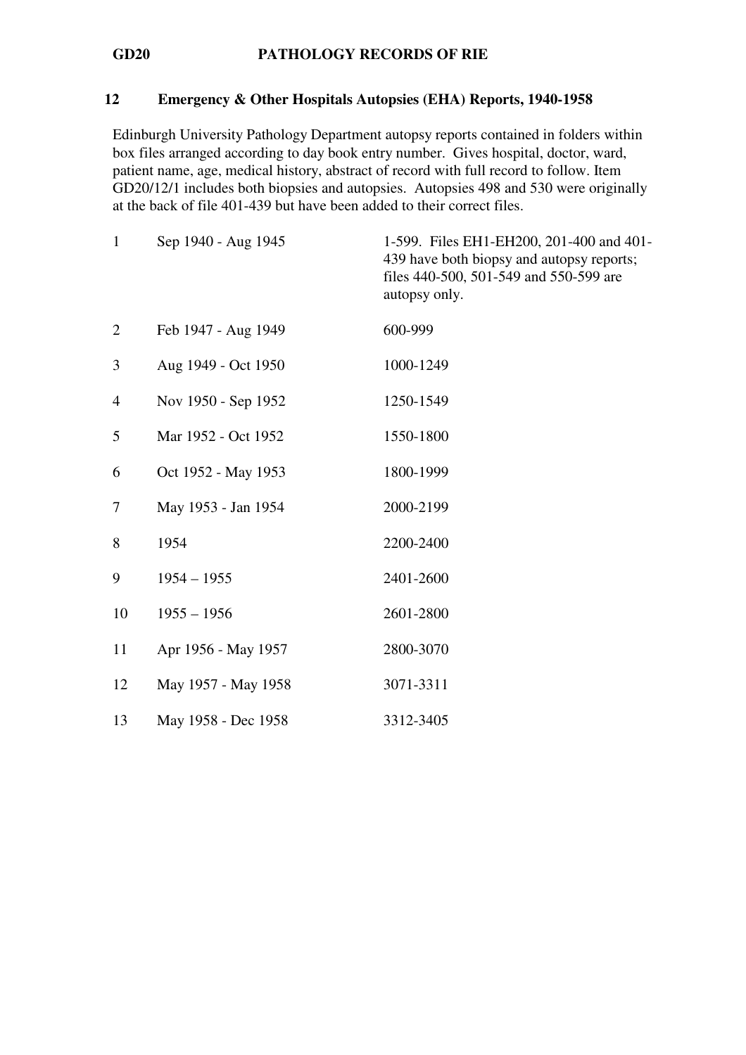# GD20 PATHOLOGY RECORDS OF RIE

## 12 Emergency & Other Hospitals Autopsies (EHA) Reports, 1940-1958

Edinburgh University Pathology Department autopsy reports contained in folders within box files arranged according to day book entry number. Gives hospital, doctor, ward, patient name, age, medical history, abstract of record with full record to follow. Item GD20/12/1 includes both biopsies and autopsies. Autopsies 498 and 530 were originally at the back of file 401-439 but have been added to their correct files.

| | | |
|---|---|---|
| 1 | Sep 1940 - Aug 1945 | 1-599. Files EH1-EH200, 201-400 and 401-439 have both biopsy and autopsy reports; files 440-500, 501-549 and 550-599 are autopsy only. |
| 2 | Feb 1947 - Aug 1949 | 600-999 |
| 3 | Aug 1949 - Oct 1950 | 1000-1249 |
| 4 | Nov 1950 - Sep 1952 | 1250-1549 |
| 5 | Mar 1952 - Oct 1952 | 1550-1800 |
| 6 | Oct 1952 - May 1953 | 1800-1999 |
| 7 | May 1953 - Jan 1954 | 2000-2199 |
| 8 | 1954 | 2200-2400 |
| 9 | 1954 – 1955 | 2401-2600 |
| 10 | 1955 – 1956 | 2601-2800 |
| 11 | Apr 1956 - May 1957 | 2800-3070 |
| 12 | May 1957 - May 1958 | 3071-3311 |
| 13 | May 1958 - Dec 1958 | 3312-3405 |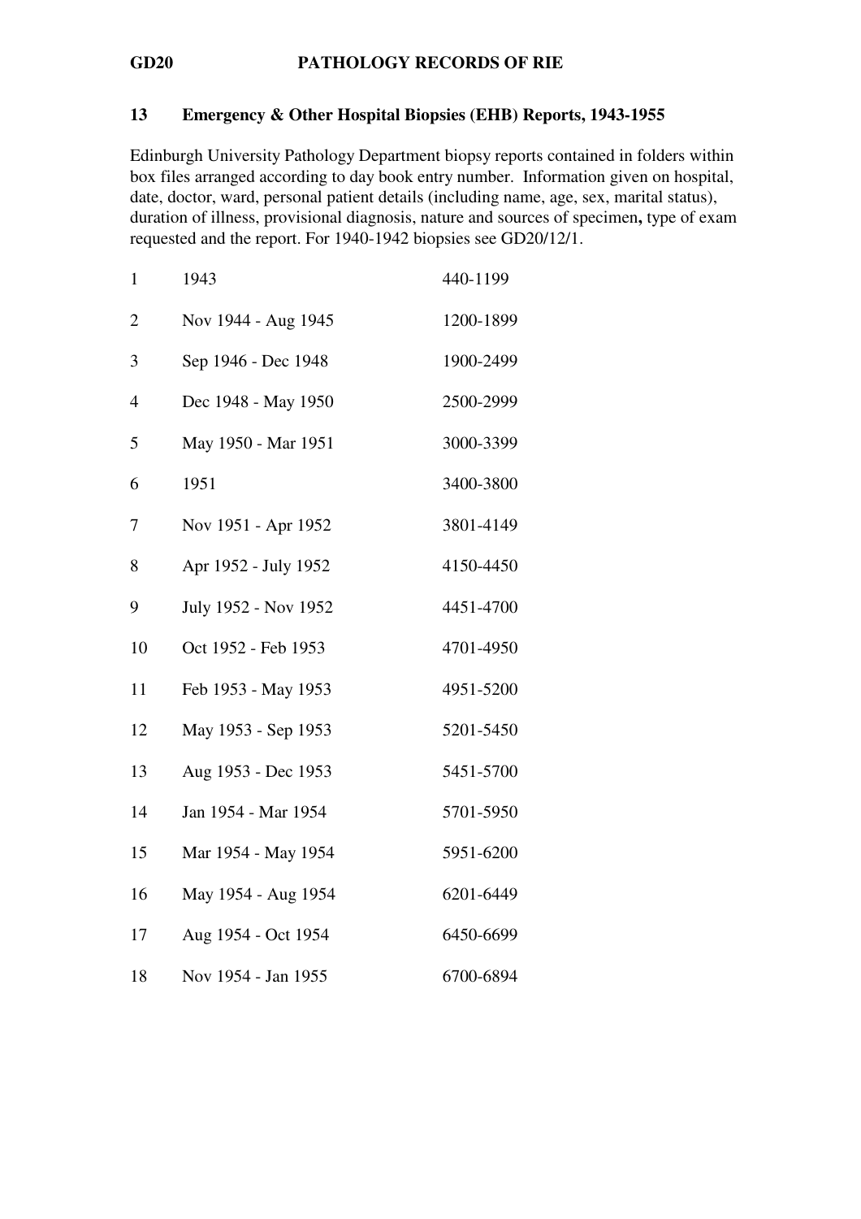## 13 Emergency & Other Hospital Biopsies (EHB) Reports, 1943-1955

Edinburgh University Pathology Department biopsy reports contained in folders within box files arranged according to day book entry number. Information given on hospital, date, doctor, ward, personal patient details (including name, age, sex, marital status), duration of illness, provisional diagnosis, nature and sources of specimen**,** type of exam requested and the report. For 1940-1942 biopsies see GD20/12/1.

| | | |
|---|---|---|
| 1 | 1943 | 440-1199 |
| 2 | Nov 1944 - Aug 1945 | 1200-1899 |
| 3 | Sep 1946 - Dec 1948 | 1900-2499 |
| 4 | Dec 1948 - May 1950 | 2500-2999 |
| 5 | May 1950 - Mar 1951 | 3000-3399 |
| 6 | 1951 | 3400-3800 |
| 7 | Nov 1951 - Apr 1952 | 3801-4149 |
| 8 | Apr 1952 - July 1952 | 4150-4450 |
| 9 | July 1952 - Nov 1952 | 4451-4700 |
| 10 | Oct 1952 - Feb 1953 | 4701-4950 |
| 11 | Feb 1953 - May 1953 | 4951-5200 |
| 12 | May 1953 - Sep 1953 | 5201-5450 |
| 13 | Aug 1953 - Dec 1953 | 5451-5700 |
| 14 | Jan 1954 - Mar 1954 | 5701-5950 |
| 15 | Mar 1954 - May 1954 | 5951-6200 |
| 16 | May 1954 - Aug 1954 | 6201-6449 |
| 17 | Aug 1954 - Oct 1954 | 6450-6699 |
| 18 | Nov 1954 - Jan 1955 | 6700-6894 |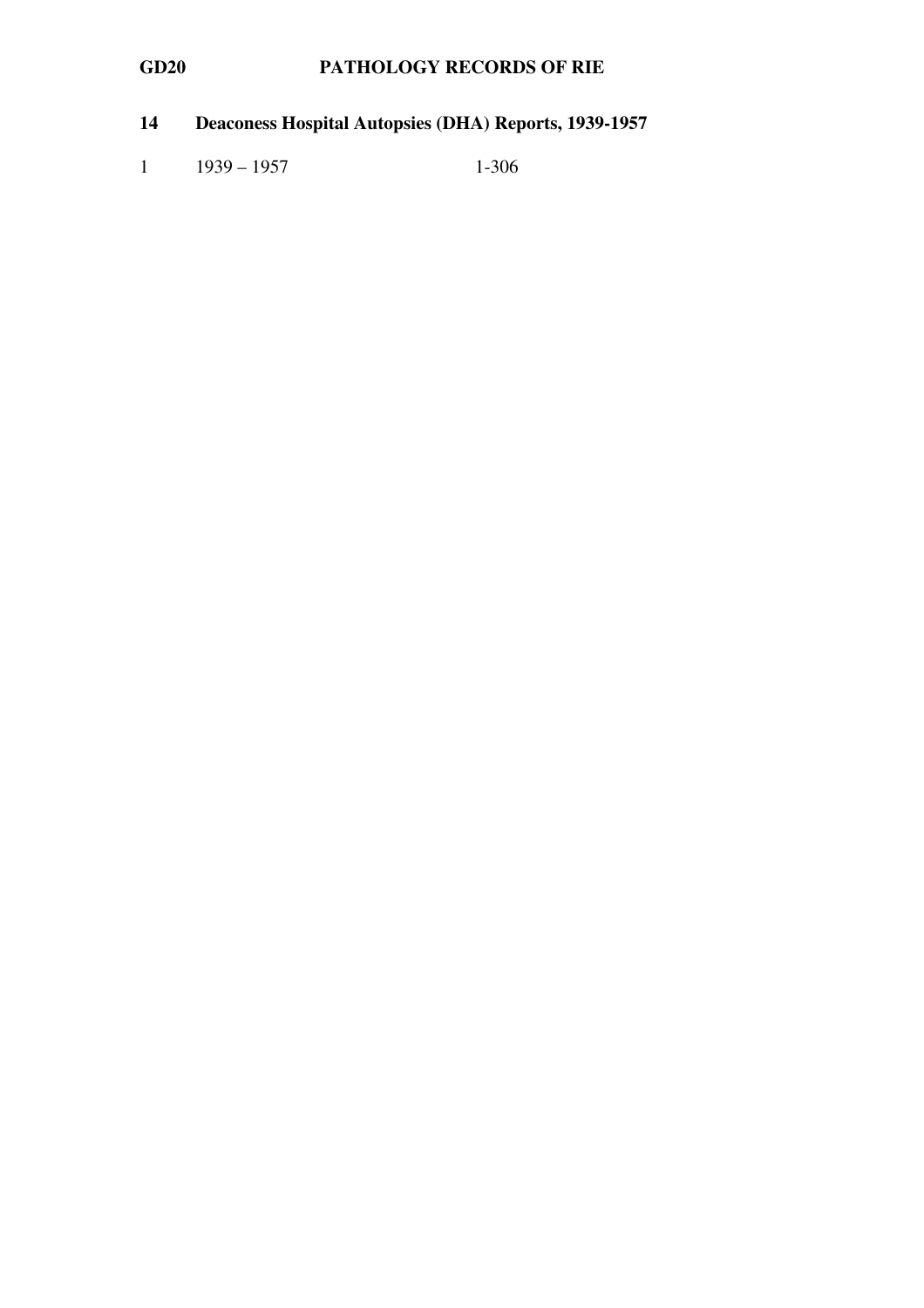## 14 Deaconess Hospital Autopsies (DHA) Reports, 1939-1957

| | | |
|---|---|---|
| 1 | 1939 – 1957 | 1-306 |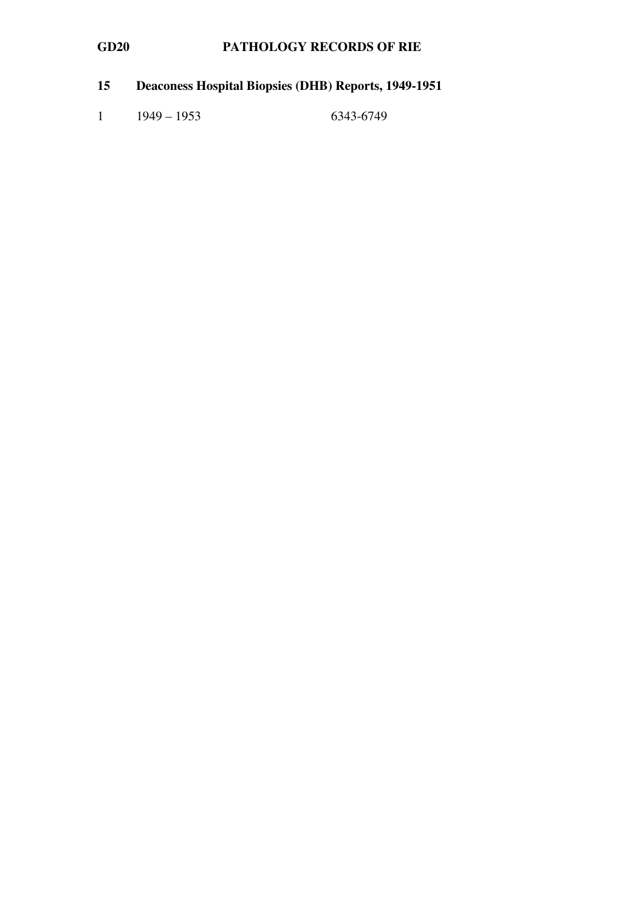## 15 Deaconess Hospital Biopsies (DHB) Reports, 1949-1951

| | | |
|---|---|---|
| 1 | 1949 – 1953 | 6343-6749 |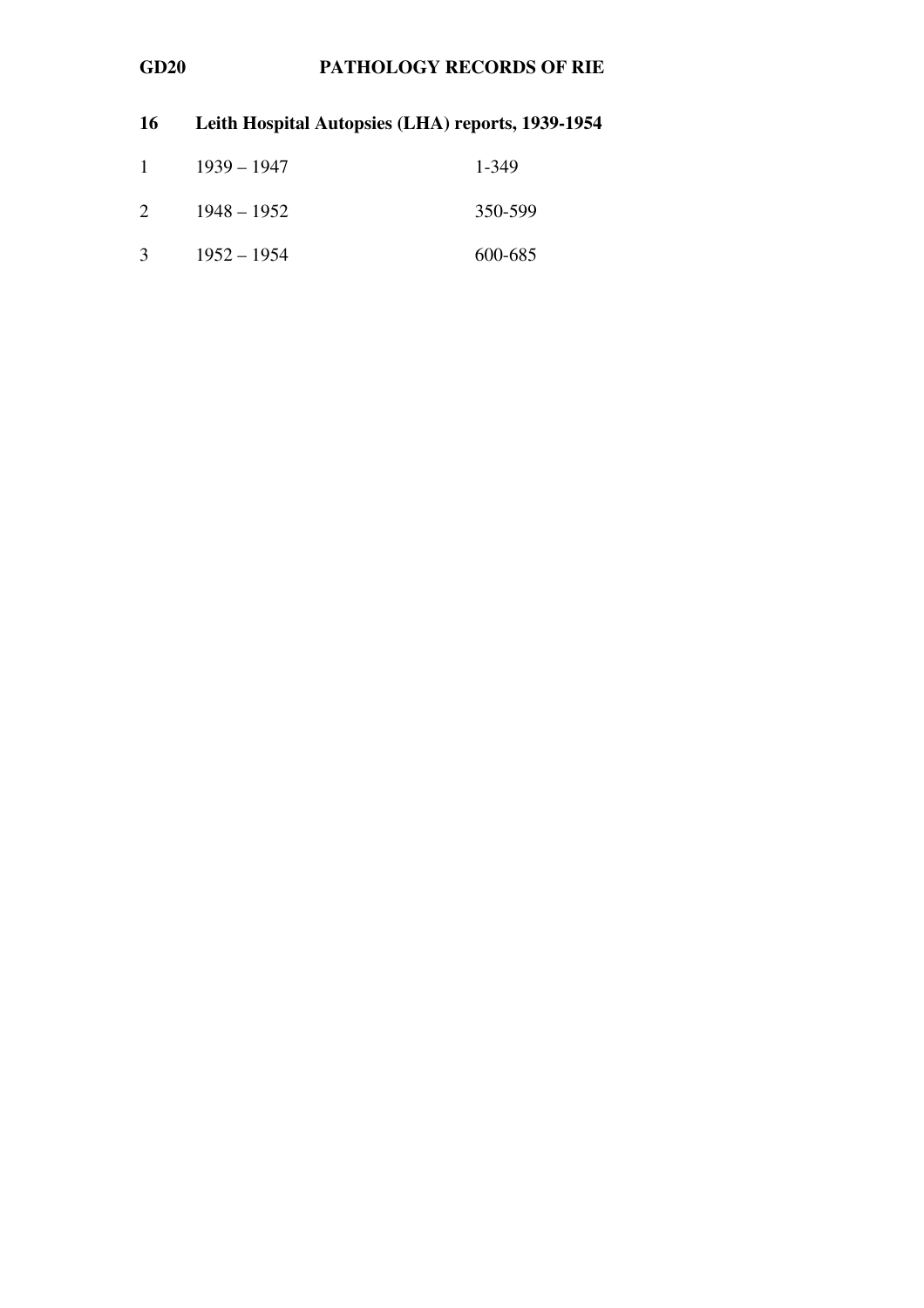**16 Leith Hospital Autopsies (LHA) reports, 1939-1954**

| | | |
|---|---|---|
| 1 | 1939 – 1947 | 1-349 |
| 2 | 1948 – 1952 | 350-599 |
| 3 | 1952 – 1954 | 600-685 |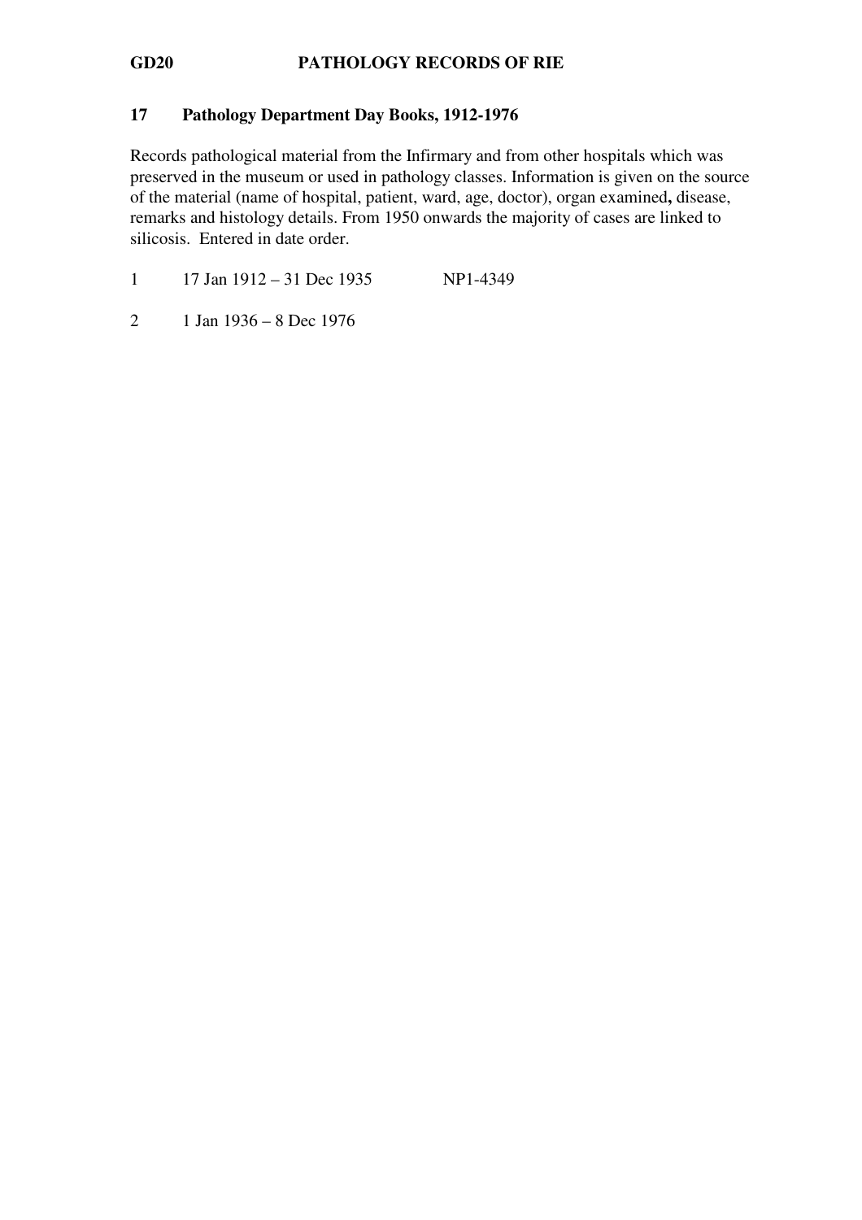## 17 Pathology Department Day Books, 1912-1976

Records pathological material from the Infirmary and from other hospitals which was preserved in the museum or used in pathology classes. Information is given on the source of the material (name of hospital, patient, ward, age, doctor), organ examined**,** disease, remarks and histology details. From 1950 onwards the majority of cases are linked to silicosis. Entered in date order.

| | | |
|---|---|---|
| 1 | 17 Jan 1912 – 31 Dec 1935 | NP1-4349 |
| 2 | 1 Jan 1936 – 8 Dec 1976 | |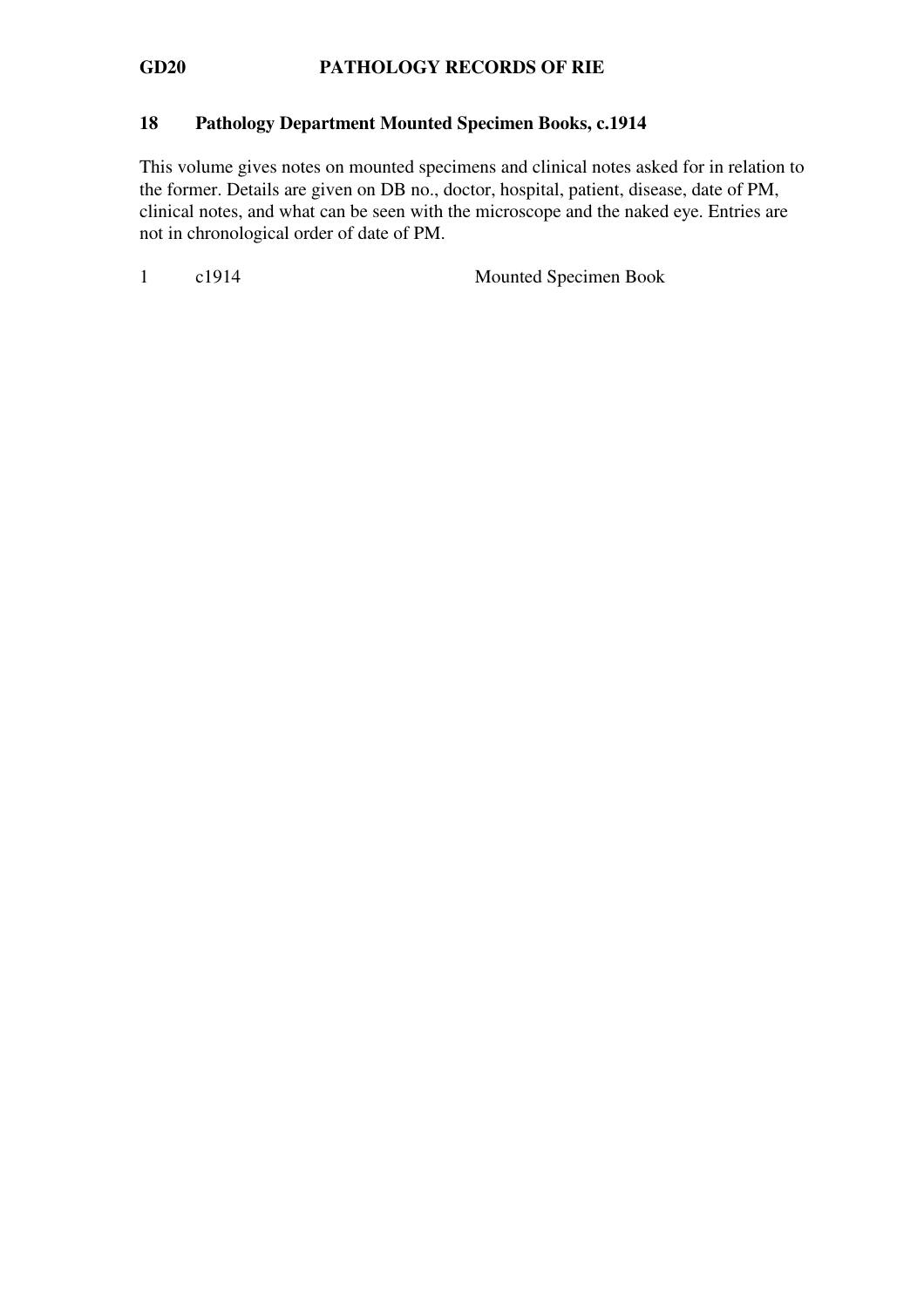## 18 Pathology Department Mounted Specimen Books, c.1914

This volume gives notes on mounted specimens and clinical notes asked for in relation to the former. Details are given on DB no., doctor, hospital, patient, disease, date of PM, clinical notes, and what can be seen with the microscope and the naked eye. Entries are not in chronological order of date of PM.

| | | |
|---|---|---|
| 1 | c1914 | Mounted Specimen Book |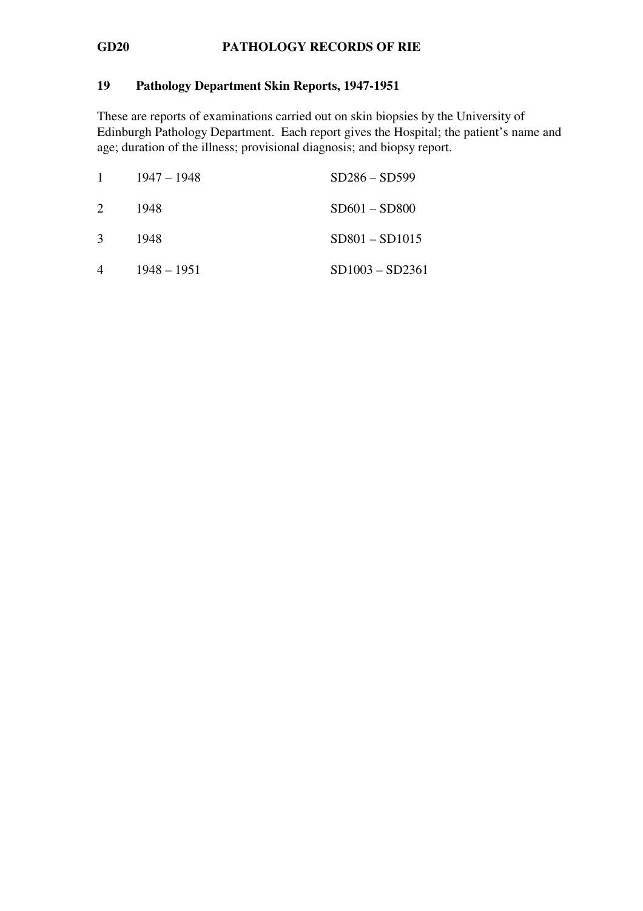## 19 Pathology Department Skin Reports, 1947-1951

These are reports of examinations carried out on skin biopsies by the University of Edinburgh Pathology Department. Each report gives the Hospital; the patient's name and age; duration of the illness; provisional diagnosis; and biopsy report.

| | | |
|---|---|---|
| 1 | 1947 – 1948 | SD286 – SD599 |
| 2 | 1948 | SD601 – SD800 |
| 3 | 1948 | SD801 – SD1015 |
| 4 | 1948 – 1951 | SD1003 – SD2361 |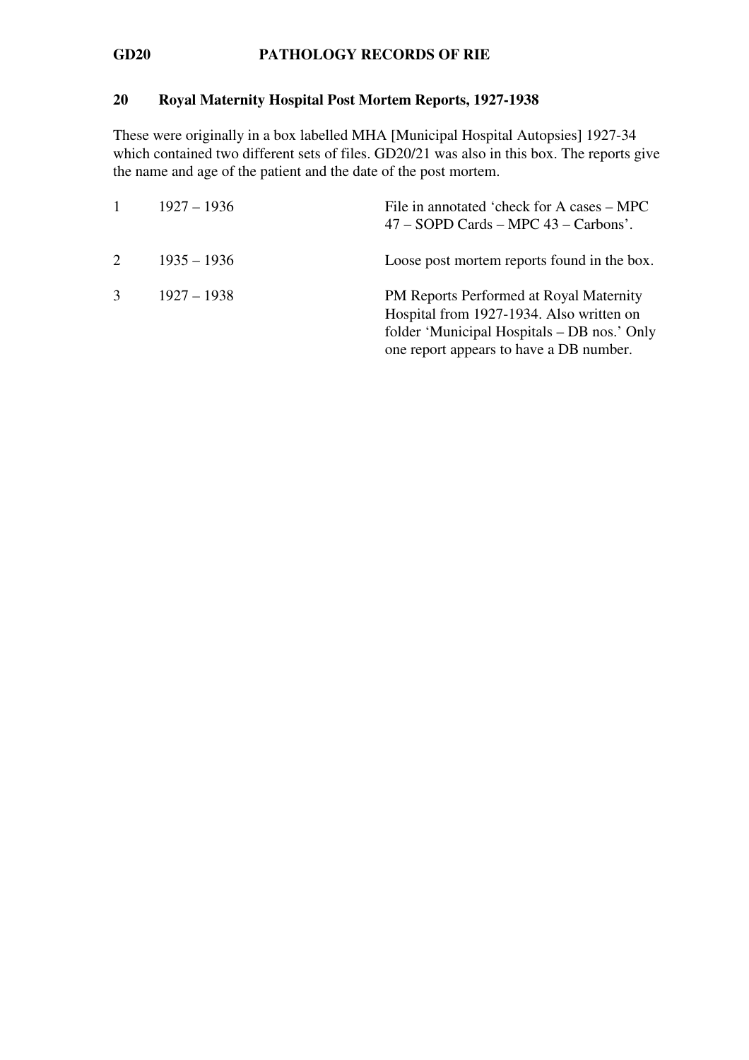## 20 Royal Maternity Hospital Post Mortem Reports, 1927-1938

These were originally in a box labelled MHA [Municipal Hospital Autopsies] 1927-34 which contained two different sets of files. GD20/21 was also in this box. The reports give the name and age of the patient and the date of the post mortem.

| | | |
|---|---|---|
| 1 | 1927 – 1936 | File in annotated 'check for A cases – MPC 47 – SOPD Cards – MPC 43 – Carbons'. |
| 2 | 1935 – 1936 | Loose post mortem reports found in the box. |
| 3 | 1927 – 1938 | PM Reports Performed at Royal Maternity Hospital from 1927-1934. Also written on folder 'Municipal Hospitals – DB nos.' Only one report appears to have a DB number. |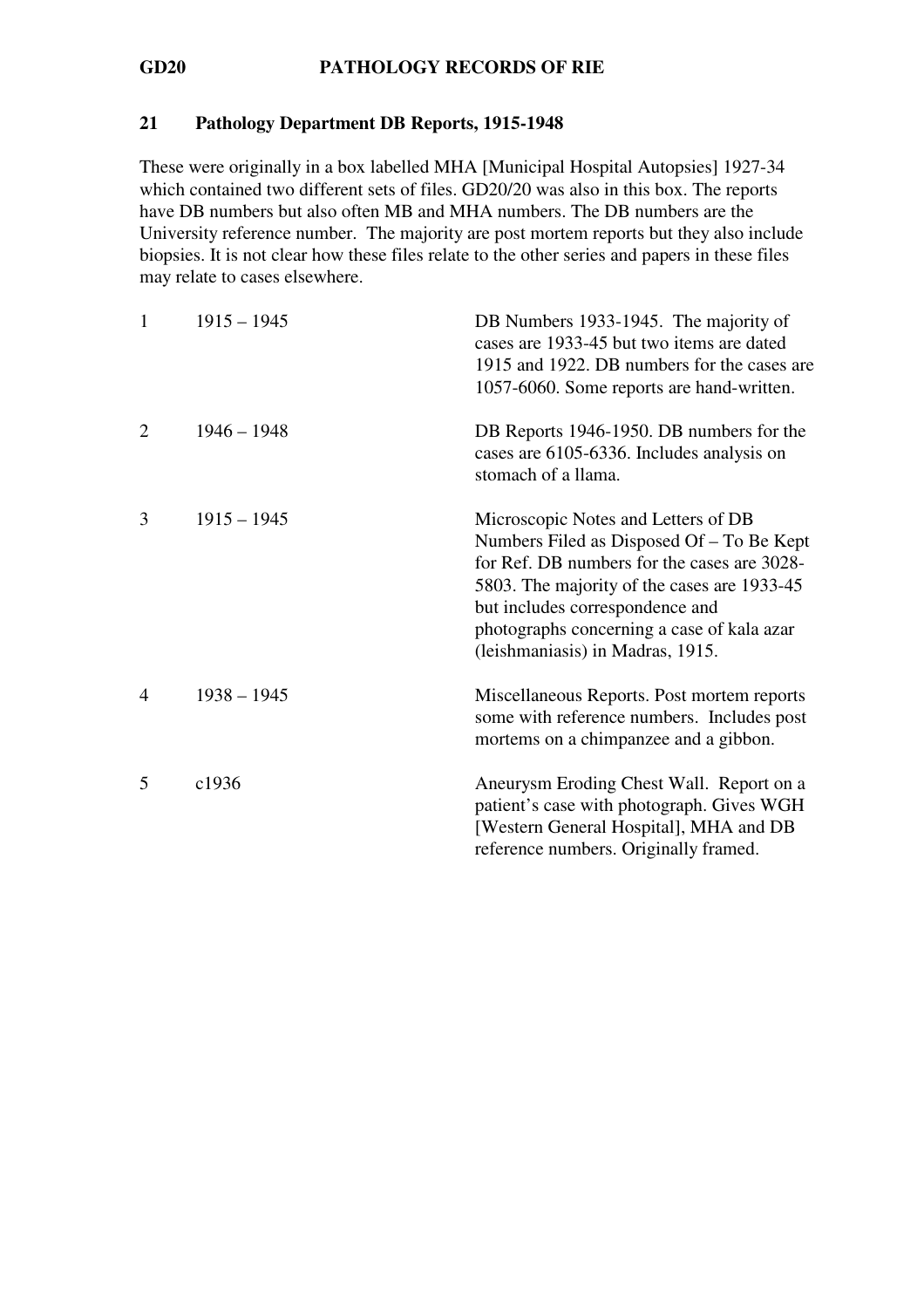**GD20 PATHOLOGY RECORDS OF RIE**

## 21 Pathology Department DB Reports, 1915-1948

These were originally in a box labelled MHA [Municipal Hospital Autopsies] 1927-34 which contained two different sets of files. GD20/20 was also in this box. The reports have DB numbers but also often MB and MHA numbers. The DB numbers are the University reference number. The majority are post mortem reports but they also include biopsies. It is not clear how these files relate to the other series and papers in these files may relate to cases elsewhere.

| | | |
|---|---|---|
| 1 | 1915 – 1945 | DB Numbers 1933-1945. The majority of cases are 1933-45 but two items are dated 1915 and 1922. DB numbers for the cases are 1057-6060. Some reports are hand-written. |
| 2 | 1946 – 1948 | DB Reports 1946-1950. DB numbers for the cases are 6105-6336. Includes analysis on stomach of a llama. |
| 3 | 1915 – 1945 | Microscopic Notes and Letters of DB Numbers Filed as Disposed Of – To Be Kept for Ref. DB numbers for the cases are 3028-5803. The majority of the cases are 1933-45 but includes correspondence and photographs concerning a case of kala azar (leishmaniasis) in Madras, 1915. |
| 4 | 1938 – 1945 | Miscellaneous Reports. Post mortem reports some with reference numbers. Includes post mortems on a chimpanzee and a gibbon. |
| 5 | c1936 | Aneurysm Eroding Chest Wall. Report on a patient's case with photograph. Gives WGH [Western General Hospital], MHA and DB reference numbers. Originally framed. |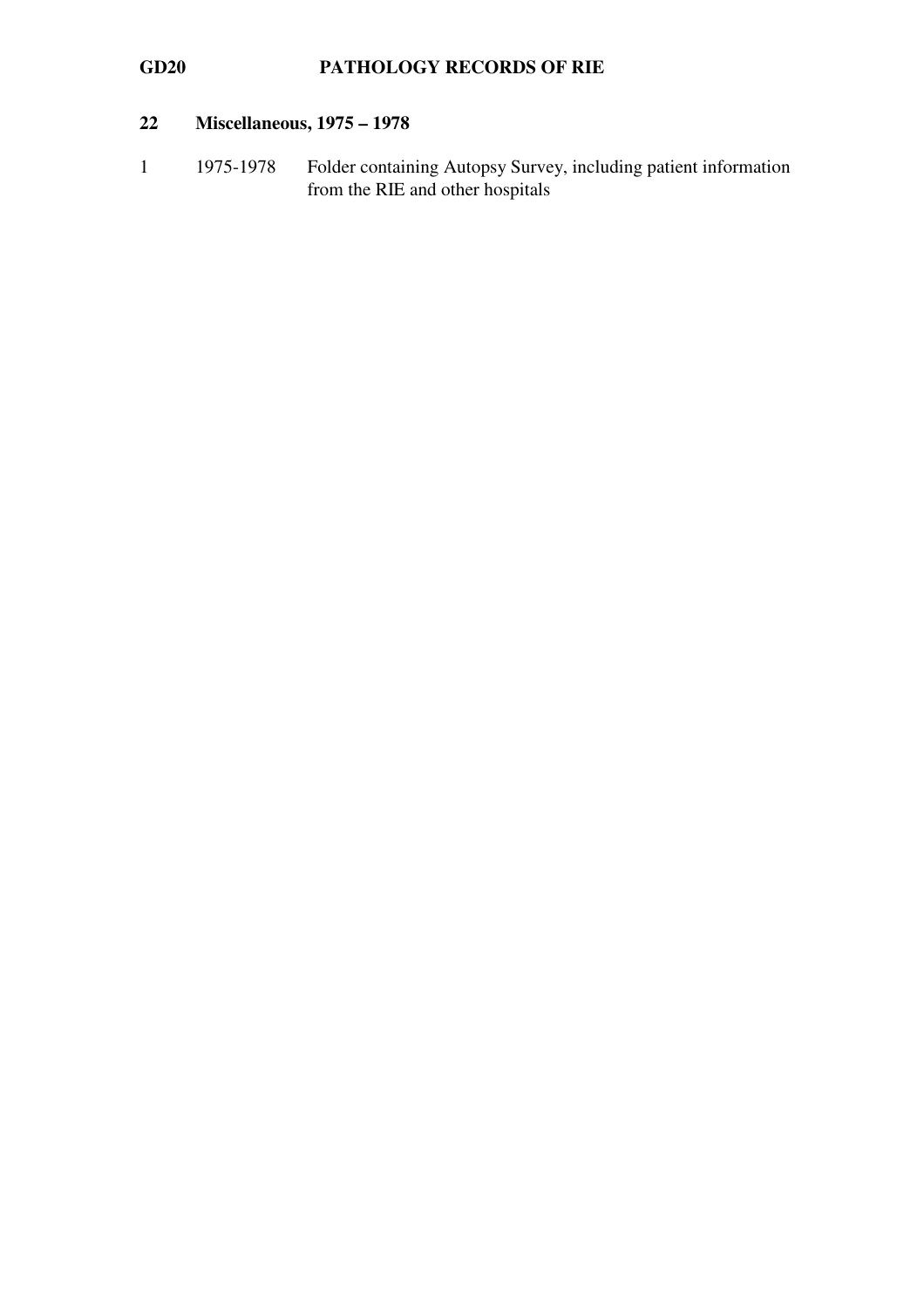## 22 Miscellaneous, 1975 – 1978

| | | |
|---|---|---|
| 1 | 1975-1978 | Folder containing Autopsy Survey, including patient information from the RIE and other hospitals |